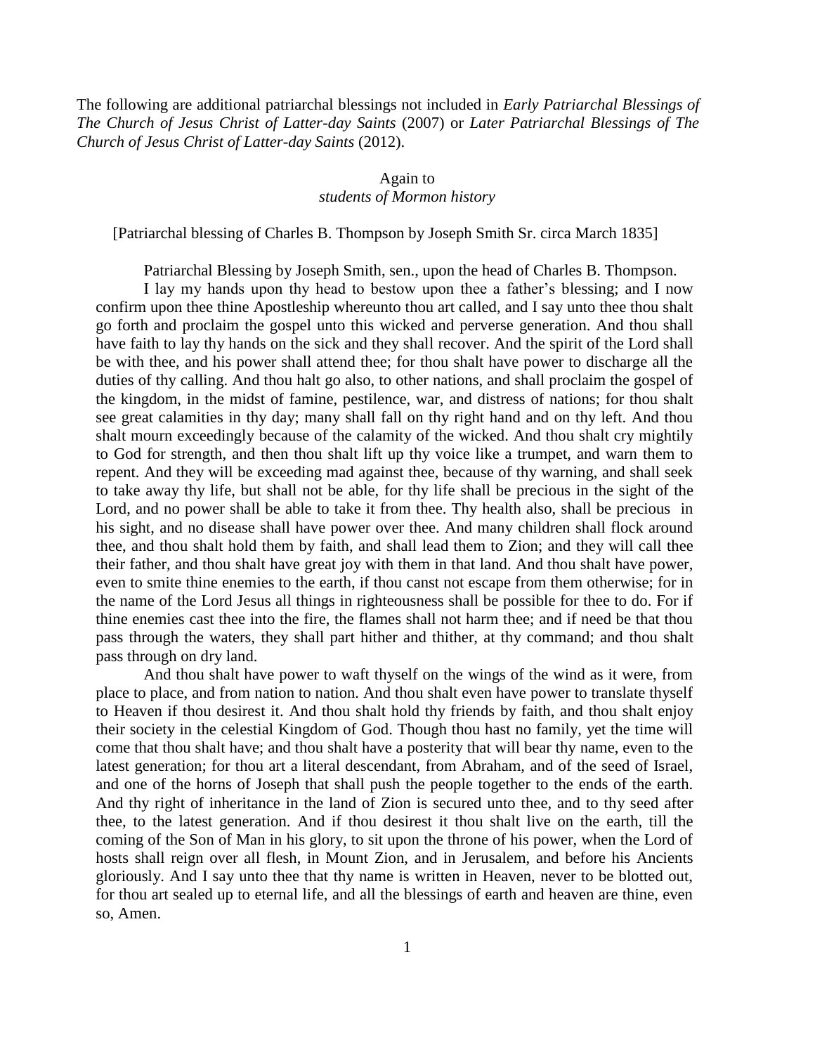The following are additional patriarchal blessings not included in *Early Patriarchal Blessings of The Church of Jesus Christ of Latter-day Saints* (2007) or *Later Patriarchal Blessings of The Church of Jesus Christ of Latter-day Saints* (2012).

Again to
*students of Mormon history*

[Patriarchal blessing of Charles B. Thompson by Joseph Smith Sr. circa March 1835]

Patriarchal Blessing by Joseph Smith, sen., upon the head of Charles B. Thompson.

I lay my hands upon thy head to bestow upon thee a father's blessing; and I now confirm upon thee thine Apostleship whereunto thou art called, and I say unto thee thou shalt go forth and proclaim the gospel unto this wicked and perverse generation. And thou shall have faith to lay thy hands on the sick and they shall recover. And the spirit of the Lord shall be with thee, and his power shall attend thee; for thou shalt have power to discharge all the duties of thy calling. And thou halt go also, to other nations, and shall proclaim the gospel of the kingdom, in the midst of famine, pestilence, war, and distress of nations; for thou shalt see great calamities in thy day; many shall fall on thy right hand and on thy left. And thou shalt mourn exceedingly because of the calamity of the wicked. And thou shalt cry mightily to God for strength, and then thou shalt lift up thy voice like a trumpet, and warn them to repent. And they will be exceeding mad against thee, because of thy warning, and shall seek to take away thy life, but shall not be able, for thy life shall be precious in the sight of the Lord, and no power shall be able to take it from thee. Thy health also, shall be precious in his sight, and no disease shall have power over thee. And many children shall flock around thee, and thou shalt hold them by faith, and shall lead them to Zion; and they will call thee their father, and thou shalt have great joy with them in that land. And thou shalt have power, even to smite thine enemies to the earth, if thou canst not escape from them otherwise; for in the name of the Lord Jesus all things in righteousness shall be possible for thee to do. For if thine enemies cast thee into the fire, the flames shall not harm thee; and if need be that thou pass through the waters, they shall part hither and thither, at thy command; and thou shalt pass through on dry land.

And thou shalt have power to waft thyself on the wings of the wind as it were, from place to place, and from nation to nation. And thou shalt even have power to translate thyself to Heaven if thou desirest it. And thou shalt hold thy friends by faith, and thou shalt enjoy their society in the celestial Kingdom of God. Though thou hast no family, yet the time will come that thou shalt have; and thou shalt have a posterity that will bear thy name, even to the latest generation; for thou art a literal descendant, from Abraham, and of the seed of Israel, and one of the horns of Joseph that shall push the people together to the ends of the earth. And thy right of inheritance in the land of Zion is secured unto thee, and to thy seed after thee, to the latest generation. And if thou desirest it thou shalt live on the earth, till the coming of the Son of Man in his glory, to sit upon the throne of his power, when the Lord of hosts shall reign over all flesh, in Mount Zion, and in Jerusalem, and before his Ancients gloriously. And I say unto thee that thy name is written in Heaven, never to be blotted out, for thou art sealed up to eternal life, and all the blessings of earth and heaven are thine, even so, Amen.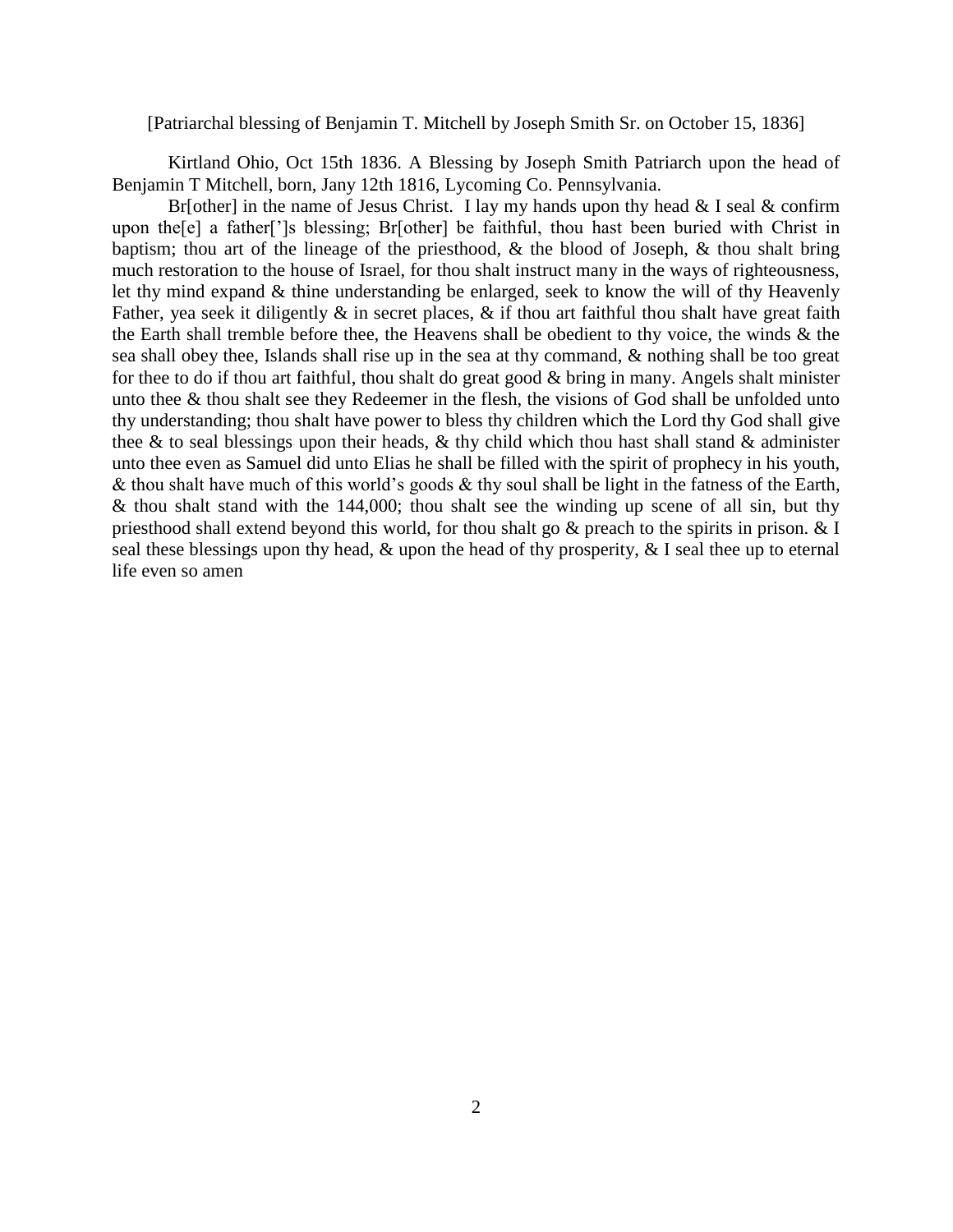[Patriarchal blessing of Benjamin T. Mitchell by Joseph Smith Sr. on October 15, 1836]

Kirtland Ohio, Oct 15th 1836. A Blessing by Joseph Smith Patriarch upon the head of Benjamin T Mitchell, born, Jany 12th 1816, Lycoming Co. Pennsylvania.

Br[other] in the name of Jesus Christ. I lay my hands upon thy head & I seal & confirm upon the[e] a father[']s blessing; Br[other] be faithful, thou hast been buried with Christ in baptism; thou art of the lineage of the priesthood, & the blood of Joseph, & thou shalt bring much restoration to the house of Israel, for thou shalt instruct many in the ways of righteousness, let thy mind expand & thine understanding be enlarged, seek to know the will of thy Heavenly Father, yea seek it diligently & in secret places, & if thou art faithful thou shalt have great faith the Earth shall tremble before thee, the Heavens shall be obedient to thy voice, the winds & the sea shall obey thee, Islands shall rise up in the sea at thy command, & nothing shall be too great for thee to do if thou art faithful, thou shalt do great good & bring in many. Angels shalt minister unto thee & thou shalt see they Redeemer in the flesh, the visions of God shall be unfolded unto thy understanding; thou shalt have power to bless thy children which the Lord thy God shall give thee & to seal blessings upon their heads, & thy child which thou hast shall stand & administer unto thee even as Samuel did unto Elias he shall be filled with the spirit of prophecy in his youth, & thou shalt have much of this world's goods & thy soul shall be light in the fatness of the Earth, & thou shalt stand with the 144,000; thou shalt see the winding up scene of all sin, but thy priesthood shall extend beyond this world, for thou shalt go & preach to the spirits in prison. & I seal these blessings upon thy head, & upon the head of thy prosperity, & I seal thee up to eternal life even so amen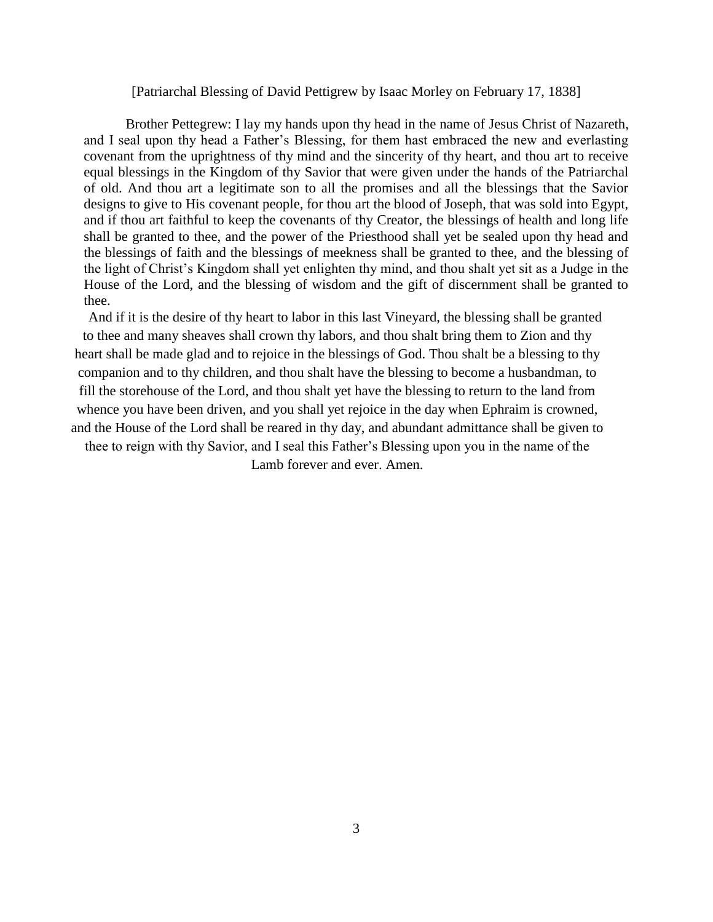[Patriarchal Blessing of David Pettigrew by Isaac Morley on February 17, 1838]

Brother Pettegrew: I lay my hands upon thy head in the name of Jesus Christ of Nazareth, and I seal upon thy head a Father's Blessing, for them hast embraced the new and everlasting covenant from the uprightness of thy mind and the sincerity of thy heart, and thou art to receive equal blessings in the Kingdom of thy Savior that were given under the hands of the Patriarchal of old. And thou art a legitimate son to all the promises and all the blessings that the Savior designs to give to His covenant people, for thou art the blood of Joseph, that was sold into Egypt, and if thou art faithful to keep the covenants of thy Creator, the blessings of health and long life shall be granted to thee, and the power of the Priesthood shall yet be sealed upon thy head and the blessings of faith and the blessings of meekness shall be granted to thee, and the blessing of the light of Christ's Kingdom shall yet enlighten thy mind, and thou shalt yet sit as a Judge in the House of the Lord, and the blessing of wisdom and the gift of discernment shall be granted to thee.

And if it is the desire of thy heart to labor in this last Vineyard, the blessing shall be granted to thee and many sheaves shall crown thy labors, and thou shalt bring them to Zion and thy heart shall be made glad and to rejoice in the blessings of God. Thou shalt be a blessing to thy companion and to thy children, and thou shalt have the blessing to become a husbandman, to fill the storehouse of the Lord, and thou shalt yet have the blessing to return to the land from whence you have been driven, and you shall yet rejoice in the day when Ephraim is crowned, and the House of the Lord shall be reared in thy day, and abundant admittance shall be given to thee to reign with thy Savior, and I seal this Father's Blessing upon you in the name of the Lamb forever and ever. Amen.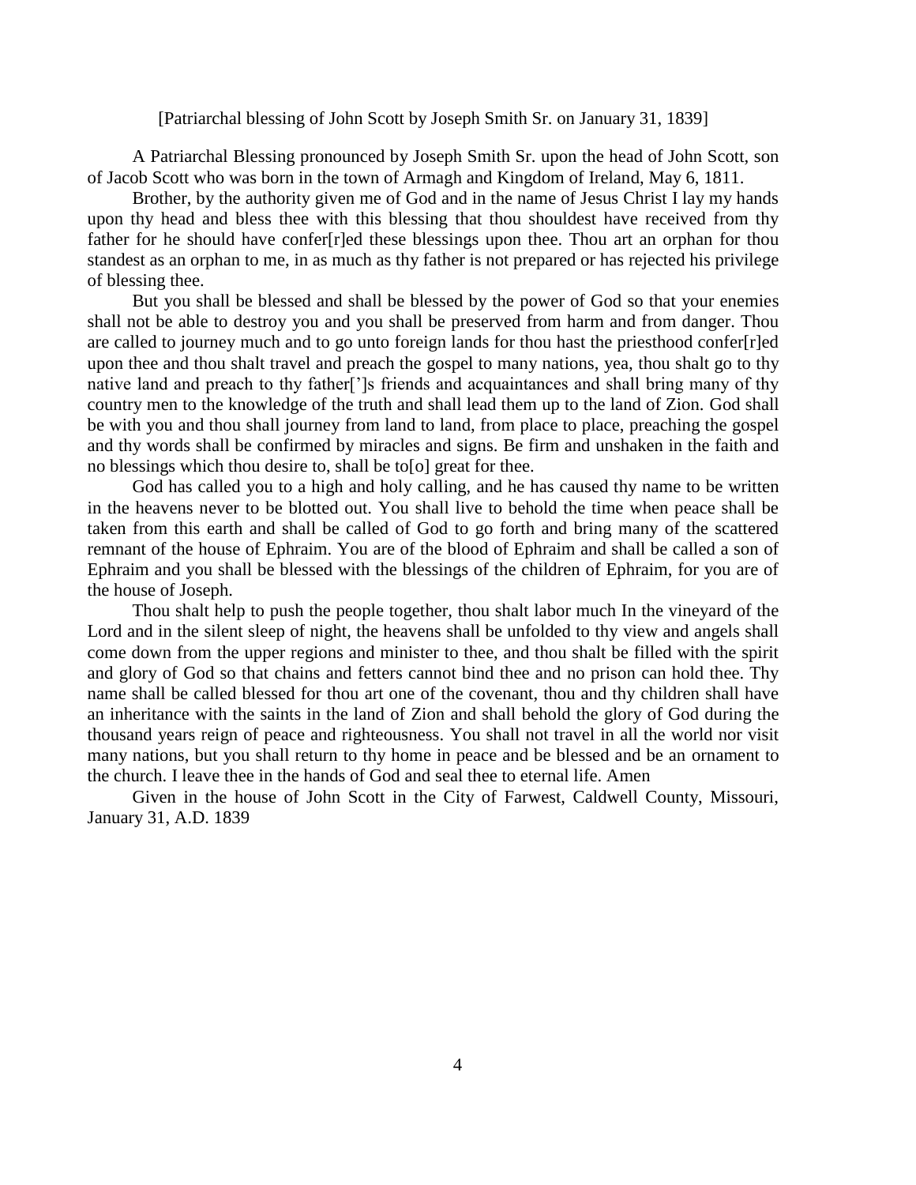[Patriarchal blessing of John Scott by Joseph Smith Sr. on January 31, 1839]

A Patriarchal Blessing pronounced by Joseph Smith Sr. upon the head of John Scott, son of Jacob Scott who was born in the town of Armagh and Kingdom of Ireland, May 6, 1811.

Brother, by the authority given me of God and in the name of Jesus Christ I lay my hands upon thy head and bless thee with this blessing that thou shouldest have received from thy father for he should have confer[r]ed these blessings upon thee. Thou art an orphan for thou standest as an orphan to me, in as much as thy father is not prepared or has rejected his privilege of blessing thee.

But you shall be blessed and shall be blessed by the power of God so that your enemies shall not be able to destroy you and you shall be preserved from harm and from danger. Thou are called to journey much and to go unto foreign lands for thou hast the priesthood confer[r]ed upon thee and thou shalt travel and preach the gospel to many nations, yea, thou shalt go to thy native land and preach to thy father[']s friends and acquaintances and shall bring many of thy country men to the knowledge of the truth and shall lead them up to the land of Zion. God shall be with you and thou shall journey from land to land, from place to place, preaching the gospel and thy words shall be confirmed by miracles and signs. Be firm and unshaken in the faith and no blessings which thou desire to, shall be to[o] great for thee.

God has called you to a high and holy calling, and he has caused thy name to be written in the heavens never to be blotted out. You shall live to behold the time when peace shall be taken from this earth and shall be called of God to go forth and bring many of the scattered remnant of the house of Ephraim. You are of the blood of Ephraim and shall be called a son of Ephraim and you shall be blessed with the blessings of the children of Ephraim, for you are of the house of Joseph.

Thou shalt help to push the people together, thou shalt labor much In the vineyard of the Lord and in the silent sleep of night, the heavens shall be unfolded to thy view and angels shall come down from the upper regions and minister to thee, and thou shalt be filled with the spirit and glory of God so that chains and fetters cannot bind thee and no prison can hold thee. Thy name shall be called blessed for thou art one of the covenant, thou and thy children shall have an inheritance with the saints in the land of Zion and shall behold the glory of God during the thousand years reign of peace and righteousness. You shall not travel in all the world nor visit many nations, but you shall return to thy home in peace and be blessed and be an ornament to the church. I leave thee in the hands of God and seal thee to eternal life. Amen

Given in the house of John Scott in the City of Farwest, Caldwell County, Missouri, January 31, A.D. 1839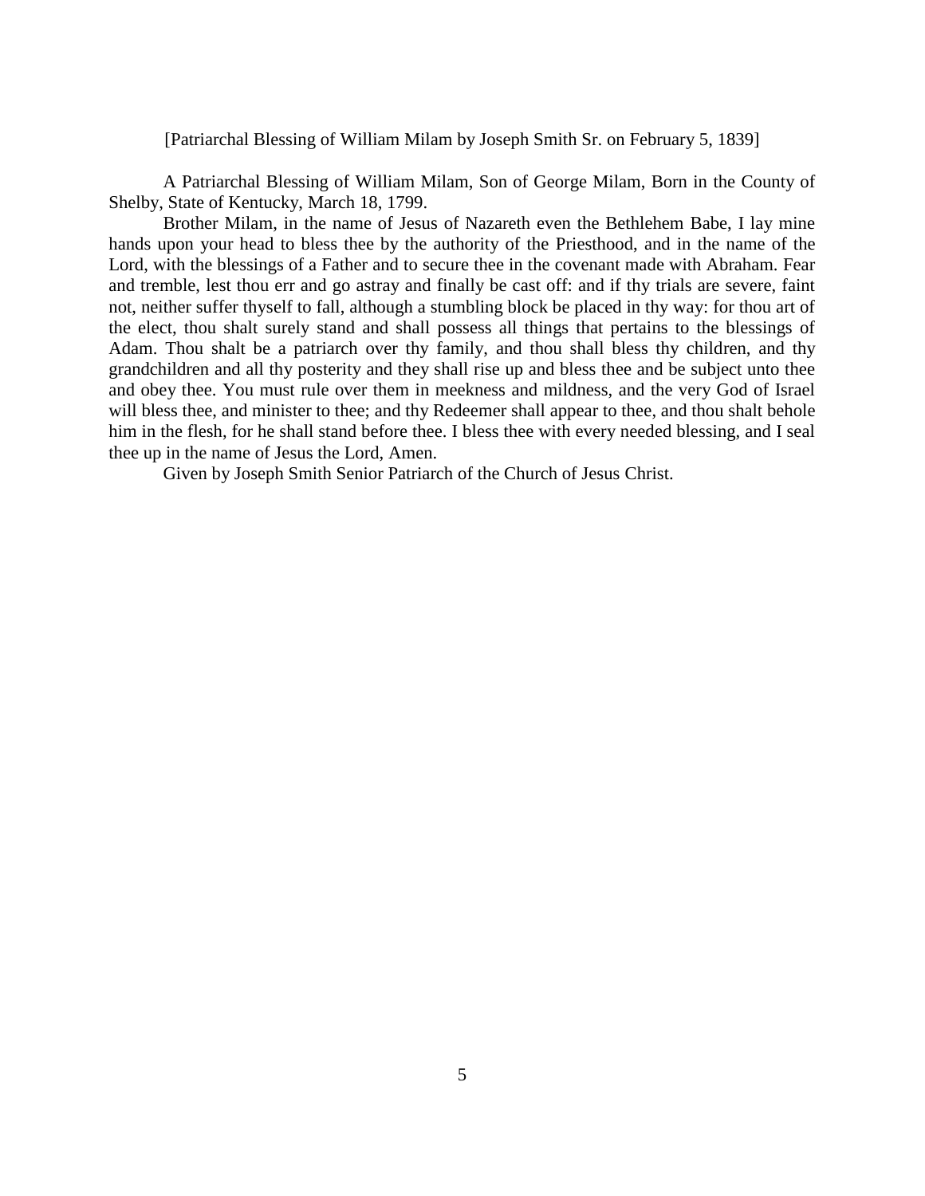[Patriarchal Blessing of William Milam by Joseph Smith Sr. on February 5, 1839]

A Patriarchal Blessing of William Milam, Son of George Milam, Born in the County of Shelby, State of Kentucky, March 18, 1799.

Brother Milam, in the name of Jesus of Nazareth even the Bethlehem Babe, I lay mine hands upon your head to bless thee by the authority of the Priesthood, and in the name of the Lord, with the blessings of a Father and to secure thee in the covenant made with Abraham. Fear and tremble, lest thou err and go astray and finally be cast off: and if thy trials are severe, faint not, neither suffer thyself to fall, although a stumbling block be placed in thy way: for thou art of the elect, thou shalt surely stand and shall possess all things that pertains to the blessings of Adam. Thou shalt be a patriarch over thy family, and thou shall bless thy children, and thy grandchildren and all thy posterity and they shall rise up and bless thee and be subject unto thee and obey thee. You must rule over them in meekness and mildness, and the very God of Israel will bless thee, and minister to thee; and thy Redeemer shall appear to thee, and thou shalt behole him in the flesh, for he shall stand before thee. I bless thee with every needed blessing, and I seal thee up in the name of Jesus the Lord, Amen.

Given by Joseph Smith Senior Patriarch of the Church of Jesus Christ.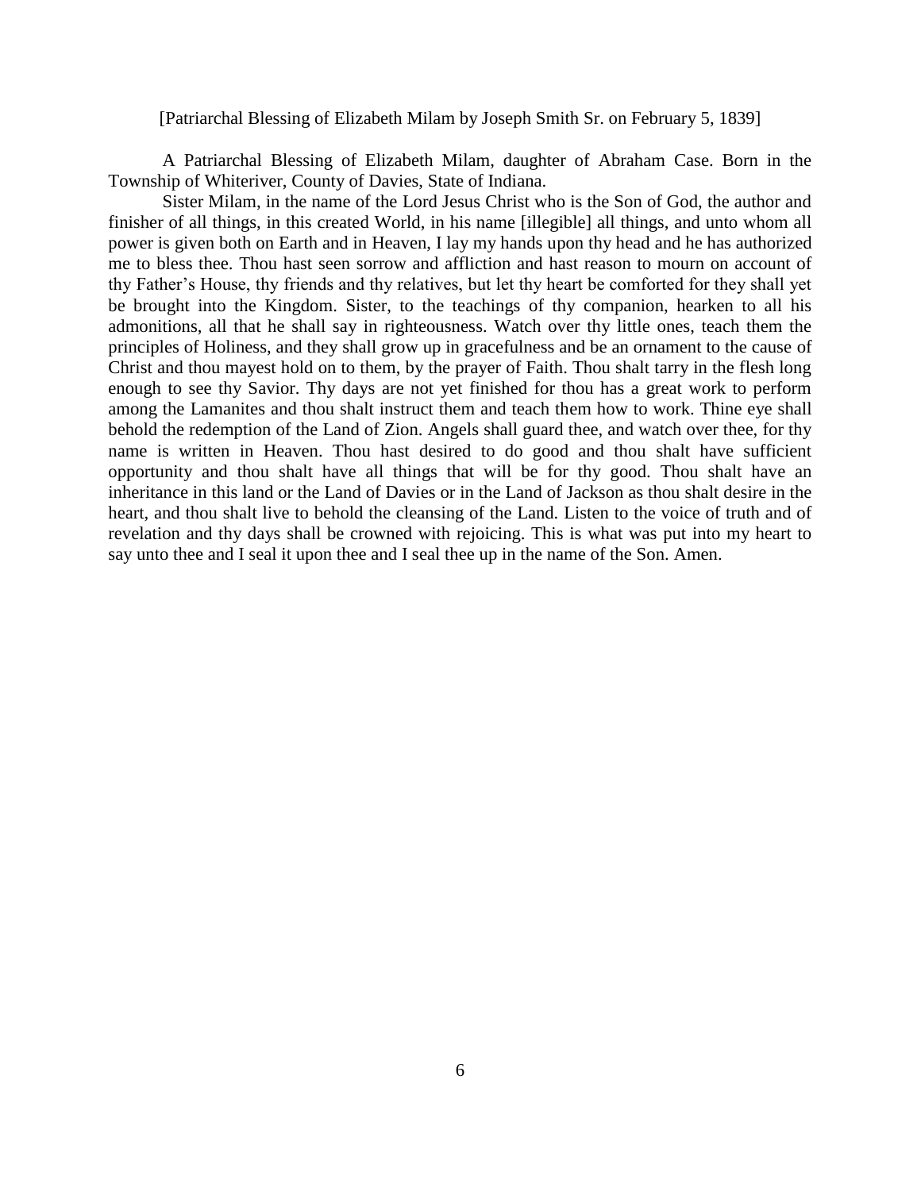[Patriarchal Blessing of Elizabeth Milam by Joseph Smith Sr. on February 5, 1839]

A Patriarchal Blessing of Elizabeth Milam, daughter of Abraham Case. Born in the Township of Whiteriver, County of Davies, State of Indiana.

Sister Milam, in the name of the Lord Jesus Christ who is the Son of God, the author and finisher of all things, in this created World, in his name [illegible] all things, and unto whom all power is given both on Earth and in Heaven, I lay my hands upon thy head and he has authorized me to bless thee. Thou hast seen sorrow and affliction and hast reason to mourn on account of thy Father's House, thy friends and thy relatives, but let thy heart be comforted for they shall yet be brought into the Kingdom. Sister, to the teachings of thy companion, hearken to all his admonitions, all that he shall say in righteousness. Watch over thy little ones, teach them the principles of Holiness, and they shall grow up in gracefulness and be an ornament to the cause of Christ and thou mayest hold on to them, by the prayer of Faith. Thou shalt tarry in the flesh long enough to see thy Savior. Thy days are not yet finished for thou has a great work to perform among the Lamanites and thou shalt instruct them and teach them how to work. Thine eye shall behold the redemption of the Land of Zion. Angels shall guard thee, and watch over thee, for thy name is written in Heaven. Thou hast desired to do good and thou shalt have sufficient opportunity and thou shalt have all things that will be for thy good. Thou shalt have an inheritance in this land or the Land of Davies or in the Land of Jackson as thou shalt desire in the heart, and thou shalt live to behold the cleansing of the Land. Listen to the voice of truth and of revelation and thy days shall be crowned with rejoicing. This is what was put into my heart to say unto thee and I seal it upon thee and I seal thee up in the name of the Son. Amen.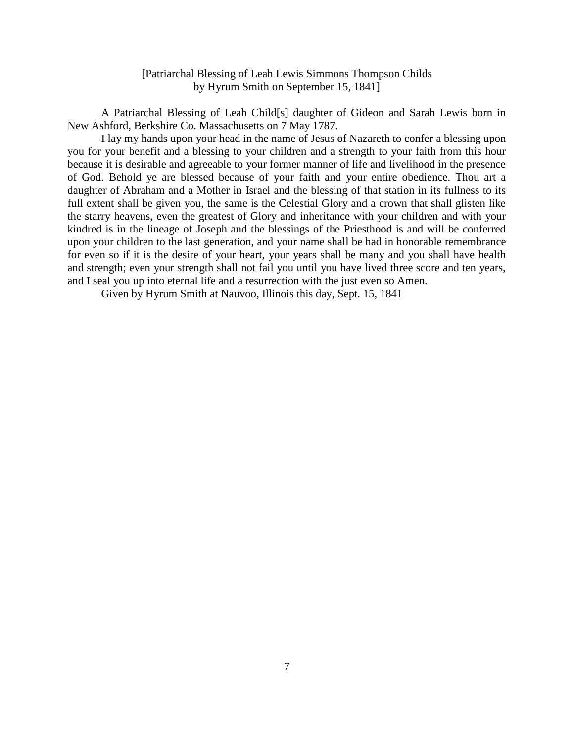[Patriarchal Blessing of Leah Lewis Simmons Thompson Childs
by Hyrum Smith on September 15, 1841]

A Patriarchal Blessing of Leah Child[s] daughter of Gideon and Sarah Lewis born in New Ashford, Berkshire Co. Massachusetts on 7 May 1787.

I lay my hands upon your head in the name of Jesus of Nazareth to confer a blessing upon you for your benefit and a blessing to your children and a strength to your faith from this hour because it is desirable and agreeable to your former manner of life and livelihood in the presence of God. Behold ye are blessed because of your faith and your entire obedience. Thou art a daughter of Abraham and a Mother in Israel and the blessing of that station in its fullness to its full extent shall be given you, the same is the Celestial Glory and a crown that shall glisten like the starry heavens, even the greatest of Glory and inheritance with your children and with your kindred is in the lineage of Joseph and the blessings of the Priesthood is and will be conferred upon your children to the last generation, and your name shall be had in honorable remembrance for even so if it is the desire of your heart, your years shall be many and you shall have health and strength; even your strength shall not fail you until you have lived three score and ten years, and I seal you up into eternal life and a resurrection with the just even so Amen.

Given by Hyrum Smith at Nauvoo, Illinois this day, Sept. 15, 1841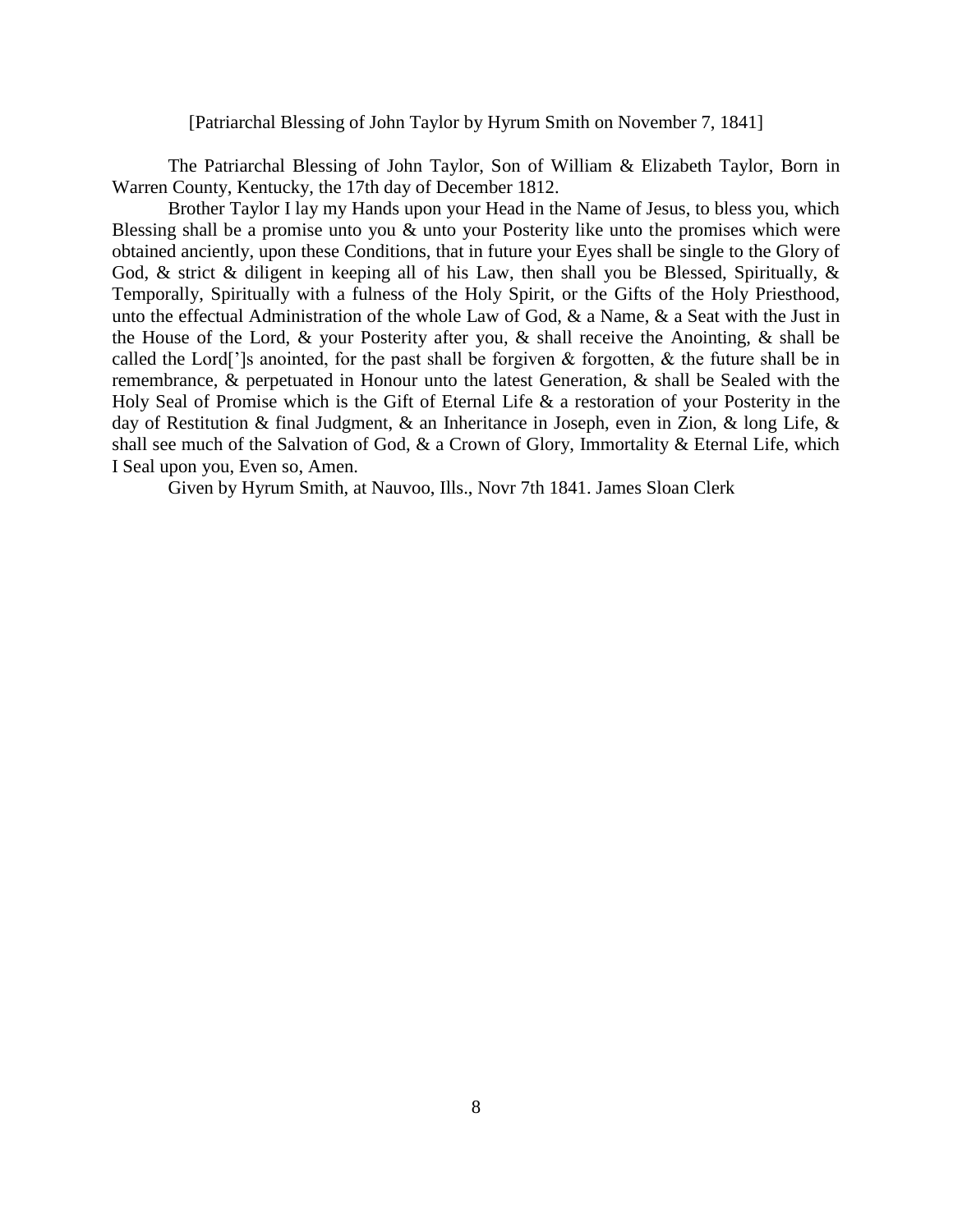[Patriarchal Blessing of John Taylor by Hyrum Smith on November 7, 1841]

The Patriarchal Blessing of John Taylor, Son of William & Elizabeth Taylor, Born in Warren County, Kentucky, the 17th day of December 1812.

Brother Taylor I lay my Hands upon your Head in the Name of Jesus, to bless you, which Blessing shall be a promise unto you & unto your Posterity like unto the promises which were obtained anciently, upon these Conditions, that in future your Eyes shall be single to the Glory of God, & strict & diligent in keeping all of his Law, then shall you be Blessed, Spiritually, & Temporally, Spiritually with a fulness of the Holy Spirit, or the Gifts of the Holy Priesthood, unto the effectual Administration of the whole Law of God, & a Name, & a Seat with the Just in the House of the Lord, & your Posterity after you, & shall receive the Anointing, & shall be called the Lord[']s anointed, for the past shall be forgiven & forgotten, & the future shall be in remembrance, & perpetuated in Honour unto the latest Generation, & shall be Sealed with the Holy Seal of Promise which is the Gift of Eternal Life & a restoration of your Posterity in the day of Restitution & final Judgment, & an Inheritance in Joseph, even in Zion, & long Life, & shall see much of the Salvation of God, & a Crown of Glory, Immortality & Eternal Life, which I Seal upon you, Even so, Amen.

Given by Hyrum Smith, at Nauvoo, Ills., Novr 7th 1841. James Sloan Clerk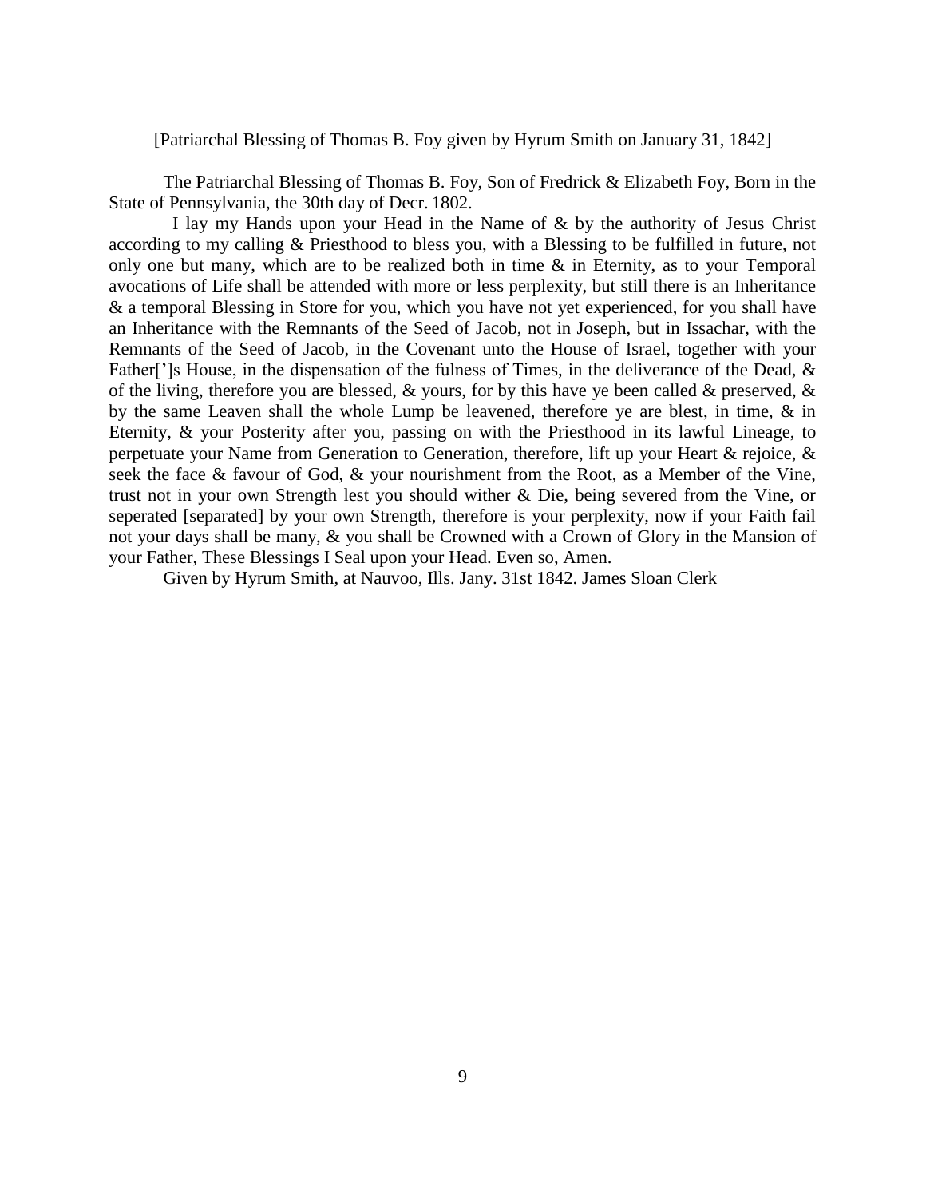[Patriarchal Blessing of Thomas B. Foy given by Hyrum Smith on January 31, 1842]

The Patriarchal Blessing of Thomas B. Foy, Son of Fredrick & Elizabeth Foy, Born in the State of Pennsylvania, the 30th day of Decr. 1802.

I lay my Hands upon your Head in the Name of & by the authority of Jesus Christ according to my calling & Priesthood to bless you, with a Blessing to be fulfilled in future, not only one but many, which are to be realized both in time & in Eternity, as to your Temporal avocations of Life shall be attended with more or less perplexity, but still there is an Inheritance & a temporal Blessing in Store for you, which you have not yet experienced, for you shall have an Inheritance with the Remnants of the Seed of Jacob, not in Joseph, but in Issachar, with the Remnants of the Seed of Jacob, in the Covenant unto the House of Israel, together with your Father[']s House, in the dispensation of the fulness of Times, in the deliverance of the Dead, & of the living, therefore you are blessed, & yours, for by this have ye been called & preserved, & by the same Leaven shall the whole Lump be leavened, therefore ye are blest, in time, & in Eternity, & your Posterity after you, passing on with the Priesthood in its lawful Lineage, to perpetuate your Name from Generation to Generation, therefore, lift up your Heart & rejoice, & seek the face & favour of God, & your nourishment from the Root, as a Member of the Vine, trust not in your own Strength lest you should wither & Die, being severed from the Vine, or seperated [separated] by your own Strength, therefore is your perplexity, now if your Faith fail not your days shall be many, & you shall be Crowned with a Crown of Glory in the Mansion of your Father, These Blessings I Seal upon your Head. Even so, Amen.

Given by Hyrum Smith, at Nauvoo, Ills. Jany. 31st 1842. James Sloan Clerk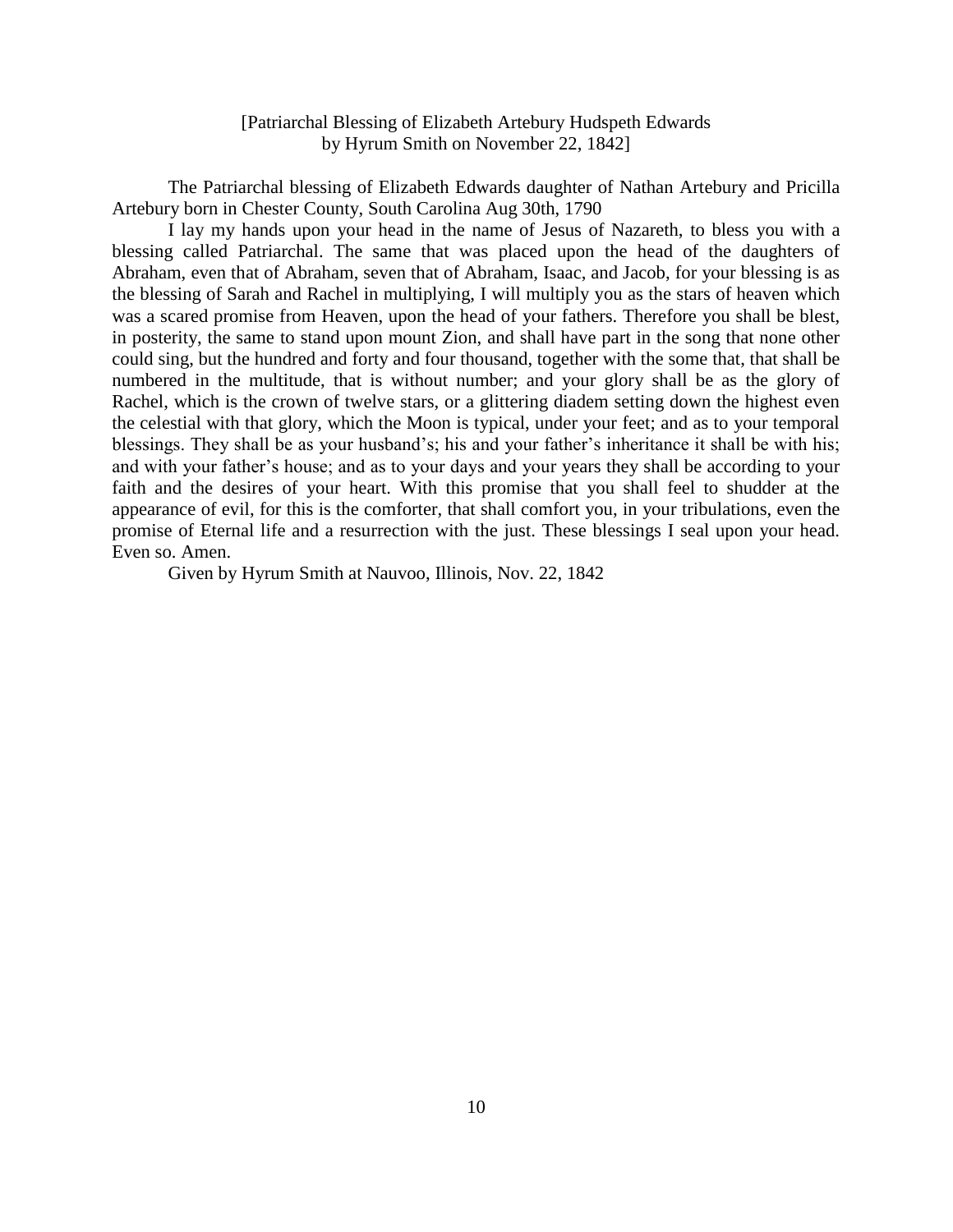[Patriarchal Blessing of Elizabeth Artebury Hudspeth Edwards
by Hyrum Smith on November 22, 1842]

The Patriarchal blessing of Elizabeth Edwards daughter of Nathan Artebury and Pricilla Artebury born in Chester County, South Carolina Aug 30th, 1790

I lay my hands upon your head in the name of Jesus of Nazareth, to bless you with a blessing called Patriarchal. The same that was placed upon the head of the daughters of Abraham, even that of Abraham, seven that of Abraham, Isaac, and Jacob, for your blessing is as the blessing of Sarah and Rachel in multiplying, I will multiply you as the stars of heaven which was a scared promise from Heaven, upon the head of your fathers. Therefore you shall be blest, in posterity, the same to stand upon mount Zion, and shall have part in the song that none other could sing, but the hundred and forty and four thousand, together with the some that, that shall be numbered in the multitude, that is without number; and your glory shall be as the glory of Rachel, which is the crown of twelve stars, or a glittering diadem setting down the highest even the celestial with that glory, which the Moon is typical, under your feet; and as to your temporal blessings. They shall be as your husband's; his and your father's inheritance it shall be with his; and with your father's house; and as to your days and your years they shall be according to your faith and the desires of your heart. With this promise that you shall feel to shudder at the appearance of evil, for this is the comforter, that shall comfort you, in your tribulations, even the promise of Eternal life and a resurrection with the just. These blessings I seal upon your head. Even so. Amen.

Given by Hyrum Smith at Nauvoo, Illinois, Nov. 22, 1842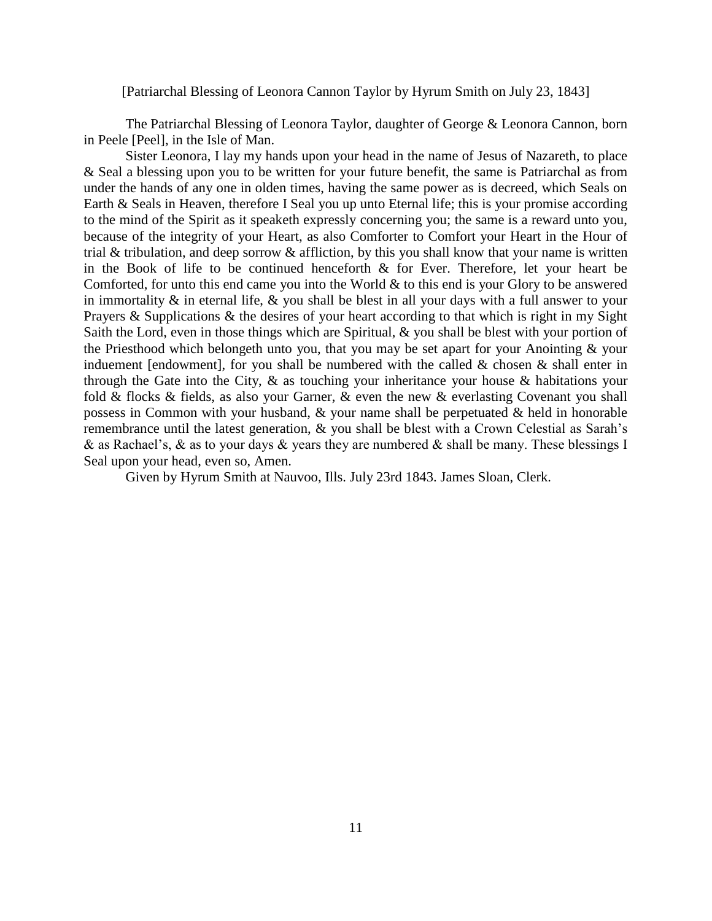[Patriarchal Blessing of Leonora Cannon Taylor by Hyrum Smith on July 23, 1843]

The Patriarchal Blessing of Leonora Taylor, daughter of George & Leonora Cannon, born in Peele [Peel], in the Isle of Man.

Sister Leonora, I lay my hands upon your head in the name of Jesus of Nazareth, to place & Seal a blessing upon you to be written for your future benefit, the same is Patriarchal as from under the hands of any one in olden times, having the same power as is decreed, which Seals on Earth & Seals in Heaven, therefore I Seal you up unto Eternal life; this is your promise according to the mind of the Spirit as it speaketh expressly concerning you; the same is a reward unto you, because of the integrity of your Heart, as also Comforter to Comfort your Heart in the Hour of trial & tribulation, and deep sorrow & affliction, by this you shall know that your name is written in the Book of life to be continued henceforth & for Ever. Therefore, let your heart be Comforted, for unto this end came you into the World & to this end is your Glory to be answered in immortality & in eternal life, & you shall be blest in all your days with a full answer to your Prayers & Supplications & the desires of your heart according to that which is right in my Sight Saith the Lord, even in those things which are Spiritual, & you shall be blest with your portion of the Priesthood which belongeth unto you, that you may be set apart for your Anointing & your induement [endowment], for you shall be numbered with the called & chosen & shall enter in through the Gate into the City, & as touching your inheritance your house & habitations your fold & flocks & fields, as also your Garner, & even the new & everlasting Covenant you shall possess in Common with your husband, & your name shall be perpetuated & held in honorable remembrance until the latest generation, & you shall be blest with a Crown Celestial as Sarah's & as Rachael's, & as to your days & years they are numbered & shall be many. These blessings I Seal upon your head, even so, Amen.

Given by Hyrum Smith at Nauvoo, Ills. July 23rd 1843. James Sloan, Clerk.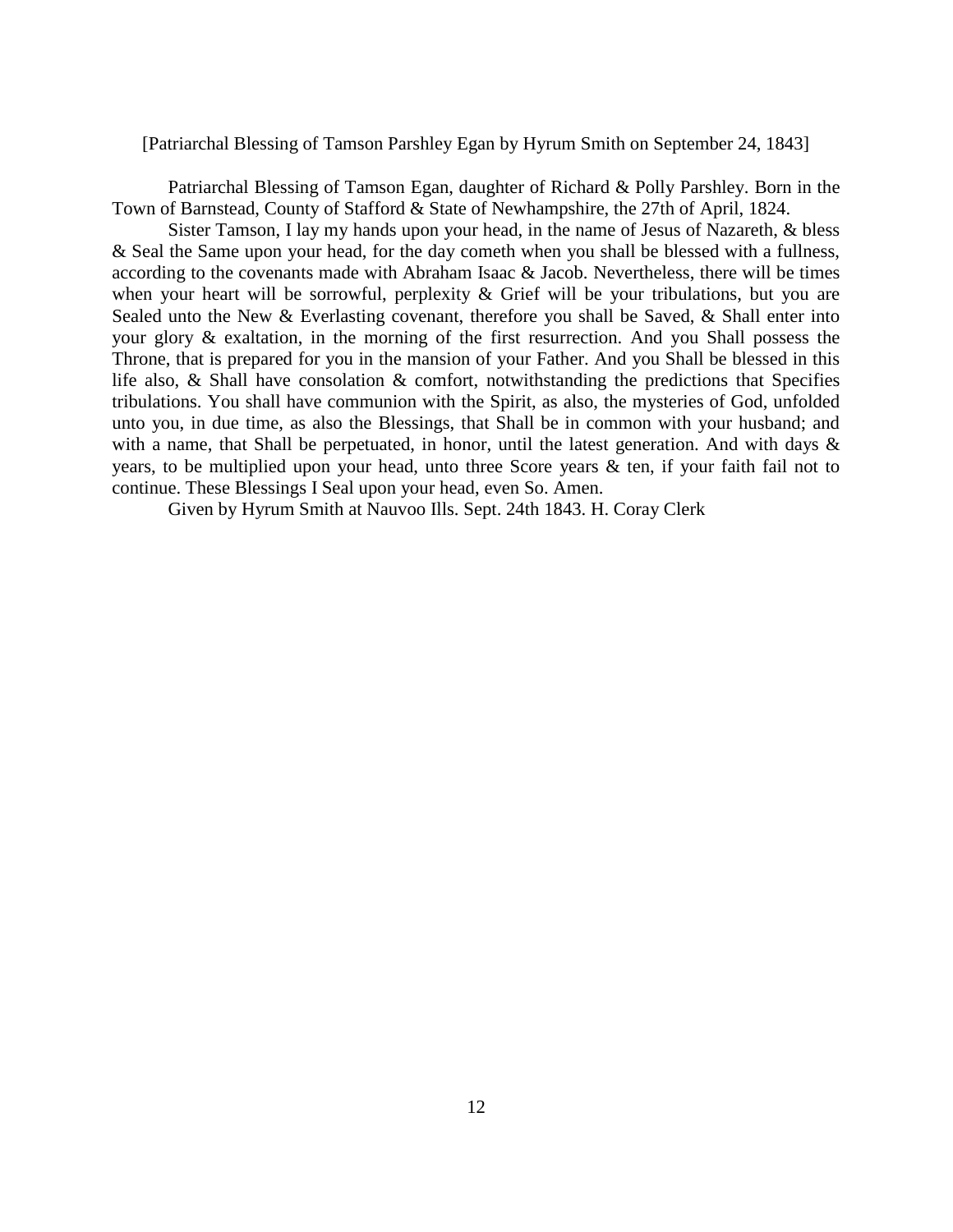[Patriarchal Blessing of Tamson Parshley Egan by Hyrum Smith on September 24, 1843]

Patriarchal Blessing of Tamson Egan, daughter of Richard & Polly Parshley. Born in the Town of Barnstead, County of Stafford & State of Newhampshire, the 27th of April, 1824.

Sister Tamson, I lay my hands upon your head, in the name of Jesus of Nazareth, & bless & Seal the Same upon your head, for the day cometh when you shall be blessed with a fullness, according to the covenants made with Abraham Isaac & Jacob. Nevertheless, there will be times when your heart will be sorrowful, perplexity & Grief will be your tribulations, but you are Sealed unto the New & Everlasting covenant, therefore you shall be Saved, & Shall enter into your glory & exaltation, in the morning of the first resurrection. And you Shall possess the Throne, that is prepared for you in the mansion of your Father. And you Shall be blessed in this life also, & Shall have consolation & comfort, notwithstanding the predictions that Specifies tribulations. You shall have communion with the Spirit, as also, the mysteries of God, unfolded unto you, in due time, as also the Blessings, that Shall be in common with your husband; and with a name, that Shall be perpetuated, in honor, until the latest generation. And with days & years, to be multiplied upon your head, unto three Score years & ten, if your faith fail not to continue. These Blessings I Seal upon your head, even So. Amen.

Given by Hyrum Smith at Nauvoo Ills. Sept. 24th 1843. H. Coray Clerk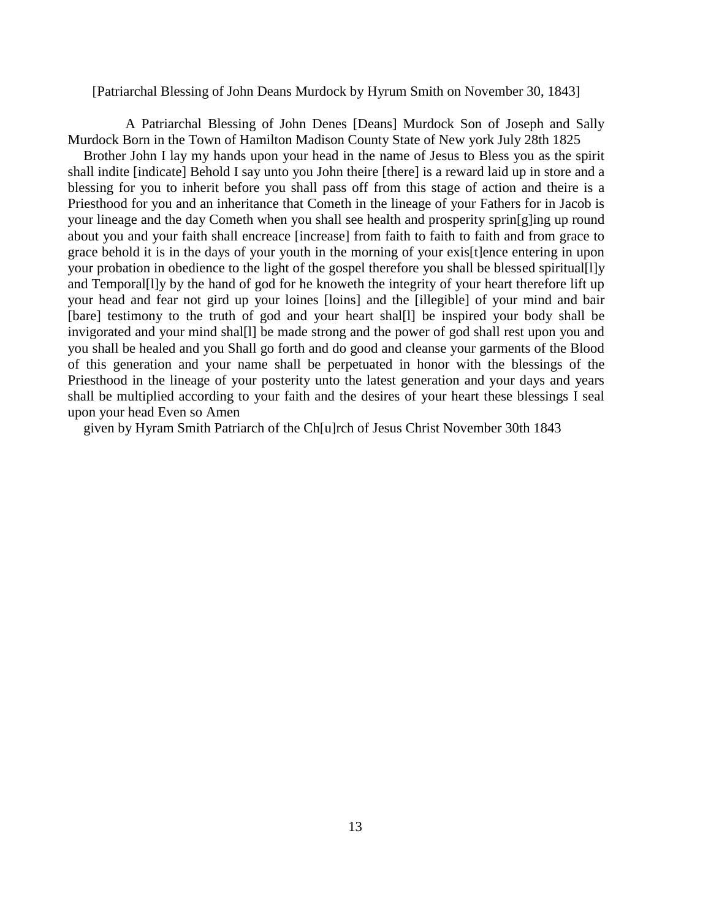[Patriarchal Blessing of John Deans Murdock by Hyrum Smith on November 30, 1843]

A Patriarchal Blessing of John Denes [Deans] Murdock Son of Joseph and Sally Murdock Born in the Town of Hamilton Madison County State of New york July 28th 1825

Brother John I lay my hands upon your head in the name of Jesus to Bless you as the spirit shall indite [indicate] Behold I say unto you John theire [there] is a reward laid up in store and a blessing for you to inherit before you shall pass off from this stage of action and theire is a Priesthood for you and an inheritance that Cometh in the lineage of your Fathers for in Jacob is your lineage and the day Cometh when you shall see health and prosperity sprin[g]ing up round about you and your faith shall encreace [increase] from faith to faith to faith and from grace to grace behold it is in the days of your youth in the morning of your exis[t]ence entering in upon your probation in obedience to the light of the gospel therefore you shall be blessed spiritual[l]y and Temporal[l]y by the hand of god for he knoweth the integrity of your heart therefore lift up your head and fear not gird up your loines [loins] and the [illegible] of your mind and bair [bare] testimony to the truth of god and your heart shal[l] be inspired your body shall be invigorated and your mind shal[l] be made strong and the power of god shall rest upon you and you shall be healed and you Shall go forth and do good and cleanse your garments of the Blood of this generation and your name shall be perpetuated in honor with the blessings of the Priesthood in the lineage of your posterity unto the latest generation and your days and years shall be multiplied according to your faith and the desires of your heart these blessings I seal upon your head Even so Amen

given by Hyram Smith Patriarch of the Ch[u]rch of Jesus Christ November 30th 1843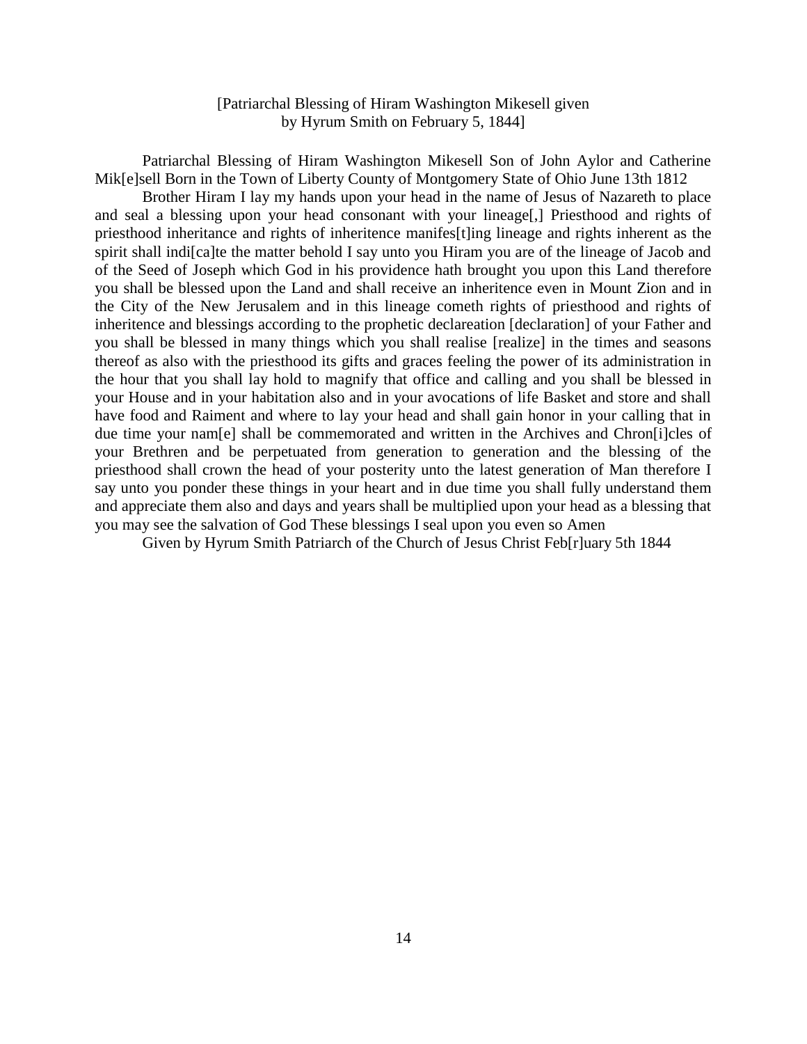[Patriarchal Blessing of Hiram Washington Mikesell given by Hyrum Smith on February 5, 1844]

Patriarchal Blessing of Hiram Washington Mikesell Son of John Aylor and Catherine Mik[e]sell Born in the Town of Liberty County of Montgomery State of Ohio June 13th 1812

Brother Hiram I lay my hands upon your head in the name of Jesus of Nazareth to place and seal a blessing upon your head consonant with your lineage[,] Priesthood and rights of priesthood inheritance and rights of inheritence manifes[t]ing lineage and rights inherent as the spirit shall indi[ca]te the matter behold I say unto you Hiram you are of the lineage of Jacob and of the Seed of Joseph which God in his providence hath brought you upon this Land therefore you shall be blessed upon the Land and shall receive an inheritence even in Mount Zion and in the City of the New Jerusalem and in this lineage cometh rights of priesthood and rights of inheritence and blessings according to the prophetic declareation [declaration] of your Father and you shall be blessed in many things which you shall realise [realize] in the times and seasons thereof as also with the priesthood its gifts and graces feeling the power of its administration in the hour that you shall lay hold to magnify that office and calling and you shall be blessed in your House and in your habitation also and in your avocations of life Basket and store and shall have food and Raiment and where to lay your head and shall gain honor in your calling that in due time your nam[e] shall be commemorated and written in the Archives and Chron[i]cles of your Brethren and be perpetuated from generation to generation and the blessing of the priesthood shall crown the head of your posterity unto the latest generation of Man therefore I say unto you ponder these things in your heart and in due time you shall fully understand them and appreciate them also and days and years shall be multiplied upon your head as a blessing that you may see the salvation of God These blessings I seal upon you even so Amen

Given by Hyrum Smith Patriarch of the Church of Jesus Christ Feb[r]uary 5th 1844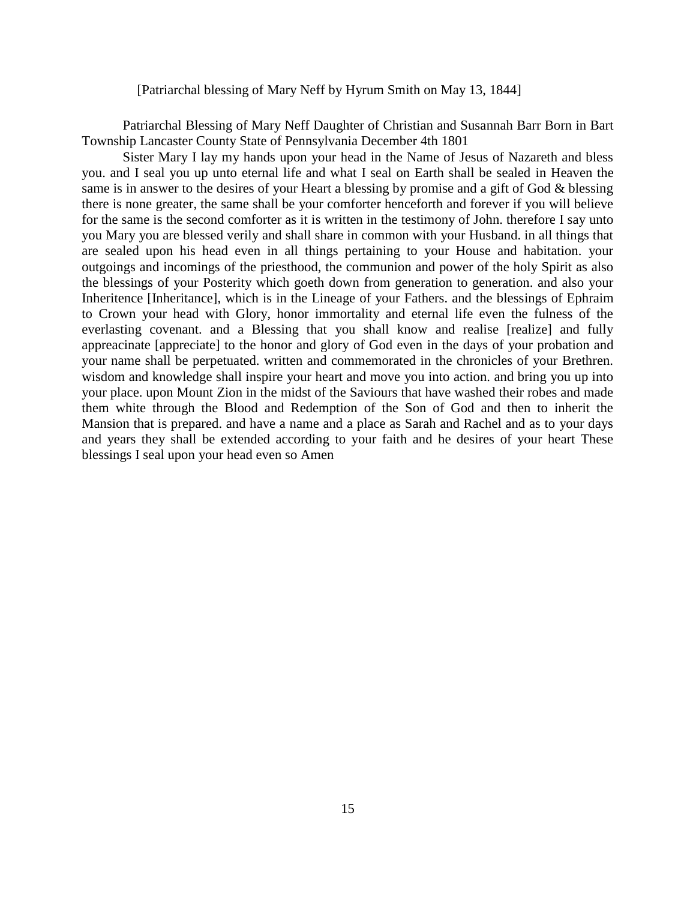[Patriarchal blessing of Mary Neff by Hyrum Smith on May 13, 1844]

Patriarchal Blessing of Mary Neff Daughter of Christian and Susannah Barr Born in Bart Township Lancaster County State of Pennsylvania December 4th 1801

Sister Mary I lay my hands upon your head in the Name of Jesus of Nazareth and bless you. and I seal you up unto eternal life and what I seal on Earth shall be sealed in Heaven the same is in answer to the desires of your Heart a blessing by promise and a gift of God & blessing there is none greater, the same shall be your comforter henceforth and forever if you will believe for the same is the second comforter as it is written in the testimony of John. therefore I say unto you Mary you are blessed verily and shall share in common with your Husband. in all things that are sealed upon his head even in all things pertaining to your House and habitation. your outgoings and incomings of the priesthood, the communion and power of the holy Spirit as also the blessings of your Posterity which goeth down from generation to generation. and also your Inheritence [Inheritance], which is in the Lineage of your Fathers. and the blessings of Ephraim to Crown your head with Glory, honor immortality and eternal life even the fulness of the everlasting covenant. and a Blessing that you shall know and realise [realize] and fully appreacinate [appreciate] to the honor and glory of God even in the days of your probation and your name shall be perpetuated. written and commemorated in the chronicles of your Brethren. wisdom and knowledge shall inspire your heart and move you into action. and bring you up into your place. upon Mount Zion in the midst of the Saviours that have washed their robes and made them white through the Blood and Redemption of the Son of God and then to inherit the Mansion that is prepared. and have a name and a place as Sarah and Rachel and as to your days and years they shall be extended according to your faith and he desires of your heart These blessings I seal upon your head even so Amen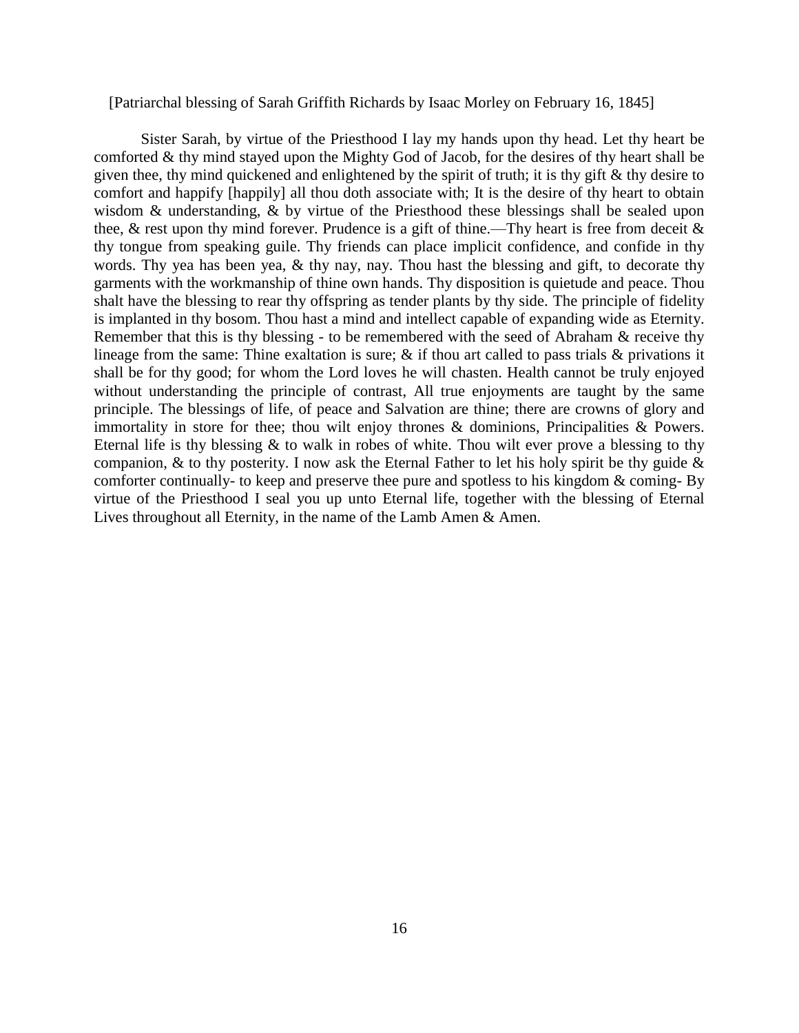[Patriarchal blessing of Sarah Griffith Richards by Isaac Morley on February 16, 1845]

Sister Sarah, by virtue of the Priesthood I lay my hands upon thy head. Let thy heart be comforted & thy mind stayed upon the Mighty God of Jacob, for the desires of thy heart shall be given thee, thy mind quickened and enlightened by the spirit of truth; it is thy gift & thy desire to comfort and happify [happily] all thou doth associate with; It is the desire of thy heart to obtain wisdom & understanding, & by virtue of the Priesthood these blessings shall be sealed upon thee, & rest upon thy mind forever. Prudence is a gift of thine.—Thy heart is free from deceit & thy tongue from speaking guile. Thy friends can place implicit confidence, and confide in thy words. Thy yea has been yea, & thy nay, nay. Thou hast the blessing and gift, to decorate thy garments with the workmanship of thine own hands. Thy disposition is quietude and peace. Thou shalt have the blessing to rear thy offspring as tender plants by thy side. The principle of fidelity is implanted in thy bosom. Thou hast a mind and intellect capable of expanding wide as Eternity. Remember that this is thy blessing - to be remembered with the seed of Abraham & receive thy lineage from the same: Thine exaltation is sure; & if thou art called to pass trials & privations it shall be for thy good; for whom the Lord loves he will chasten. Health cannot be truly enjoyed without understanding the principle of contrast, All true enjoyments are taught by the same principle. The blessings of life, of peace and Salvation are thine; there are crowns of glory and immortality in store for thee; thou wilt enjoy thrones & dominions, Principalities & Powers. Eternal life is thy blessing & to walk in robes of white. Thou wilt ever prove a blessing to thy companion, & to thy posterity. I now ask the Eternal Father to let his holy spirit be thy guide & comforter continually- to keep and preserve thee pure and spotless to his kingdom & coming- By virtue of the Priesthood I seal you up unto Eternal life, together with the blessing of Eternal Lives throughout all Eternity, in the name of the Lamb Amen & Amen.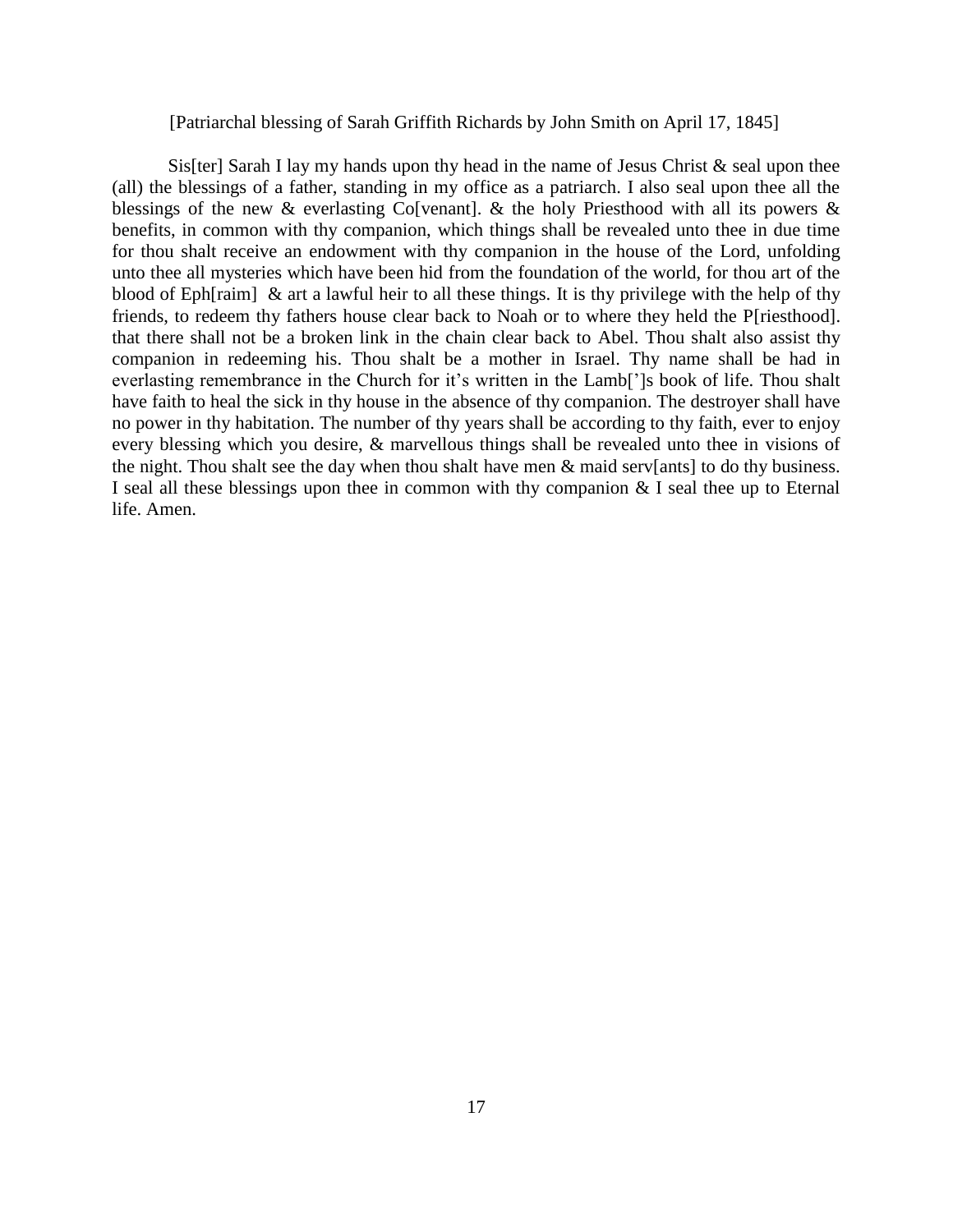[Patriarchal blessing of Sarah Griffith Richards by John Smith on April 17, 1845]

Sis[ter] Sarah I lay my hands upon thy head in the name of Jesus Christ & seal upon thee (all) the blessings of a father, standing in my office as a patriarch. I also seal upon thee all the blessings of the new & everlasting Co[venant]. & the holy Priesthood with all its powers & benefits, in common with thy companion, which things shall be revealed unto thee in due time for thou shalt receive an endowment with thy companion in the house of the Lord, unfolding unto thee all mysteries which have been hid from the foundation of the world, for thou art of the blood of Eph[raim] & art a lawful heir to all these things. It is thy privilege with the help of thy friends, to redeem thy fathers house clear back to Noah or to where they held the P[riesthood]. that there shall not be a broken link in the chain clear back to Abel. Thou shalt also assist thy companion in redeeming his. Thou shalt be a mother in Israel. Thy name shall be had in everlasting remembrance in the Church for it's written in the Lamb[']s book of life. Thou shalt have faith to heal the sick in thy house in the absence of thy companion. The destroyer shall have no power in thy habitation. The number of thy years shall be according to thy faith, ever to enjoy every blessing which you desire, & marvellous things shall be revealed unto thee in visions of the night. Thou shalt see the day when thou shalt have men & maid serv[ants] to do thy business. I seal all these blessings upon thee in common with thy companion & I seal thee up to Eternal life. Amen.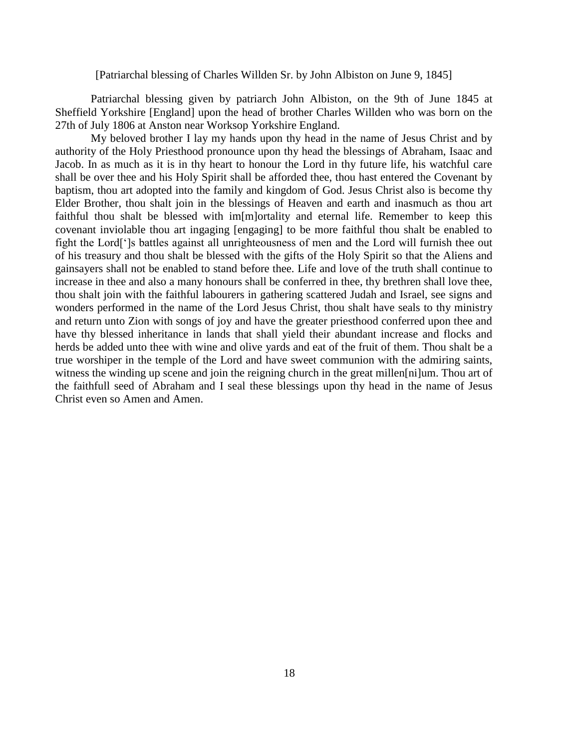[Patriarchal blessing of Charles Willden Sr. by John Albiston on June 9, 1845]

Patriarchal blessing given by patriarch John Albiston, on the 9th of June 1845 at Sheffield Yorkshire [England] upon the head of brother Charles Willden who was born on the 27th of July 1806 at Anston near Worksop Yorkshire England.

My beloved brother I lay my hands upon thy head in the name of Jesus Christ and by authority of the Holy Priesthood pronounce upon thy head the blessings of Abraham, Isaac and Jacob. In as much as it is in thy heart to honour the Lord in thy future life, his watchful care shall be over thee and his Holy Spirit shall be afforded thee, thou hast entered the Covenant by baptism, thou art adopted into the family and kingdom of God. Jesus Christ also is become thy Elder Brother, thou shalt join in the blessings of Heaven and earth and inasmuch as thou art faithful thou shalt be blessed with im[m]ortality and eternal life. Remember to keep this covenant inviolable thou art ingaging [engaging] to be more faithful thou shalt be enabled to fight the Lord[']s battles against all unrighteousness of men and the Lord will furnish thee out of his treasury and thou shalt be blessed with the gifts of the Holy Spirit so that the Aliens and gainsayers shall not be enabled to stand before thee. Life and love of the truth shall continue to increase in thee and also a many honours shall be conferred in thee, thy brethren shall love thee, thou shalt join with the faithful labourers in gathering scattered Judah and Israel, see signs and wonders performed in the name of the Lord Jesus Christ, thou shalt have seals to thy ministry and return unto Zion with songs of joy and have the greater priesthood conferred upon thee and have thy blessed inheritance in lands that shall yield their abundant increase and flocks and herds be added unto thee with wine and olive yards and eat of the fruit of them. Thou shalt be a true worshiper in the temple of the Lord and have sweet communion with the admiring saints, witness the winding up scene and join the reigning church in the great millen[ni]um. Thou art of the faithfull seed of Abraham and I seal these blessings upon thy head in the name of Jesus Christ even so Amen and Amen.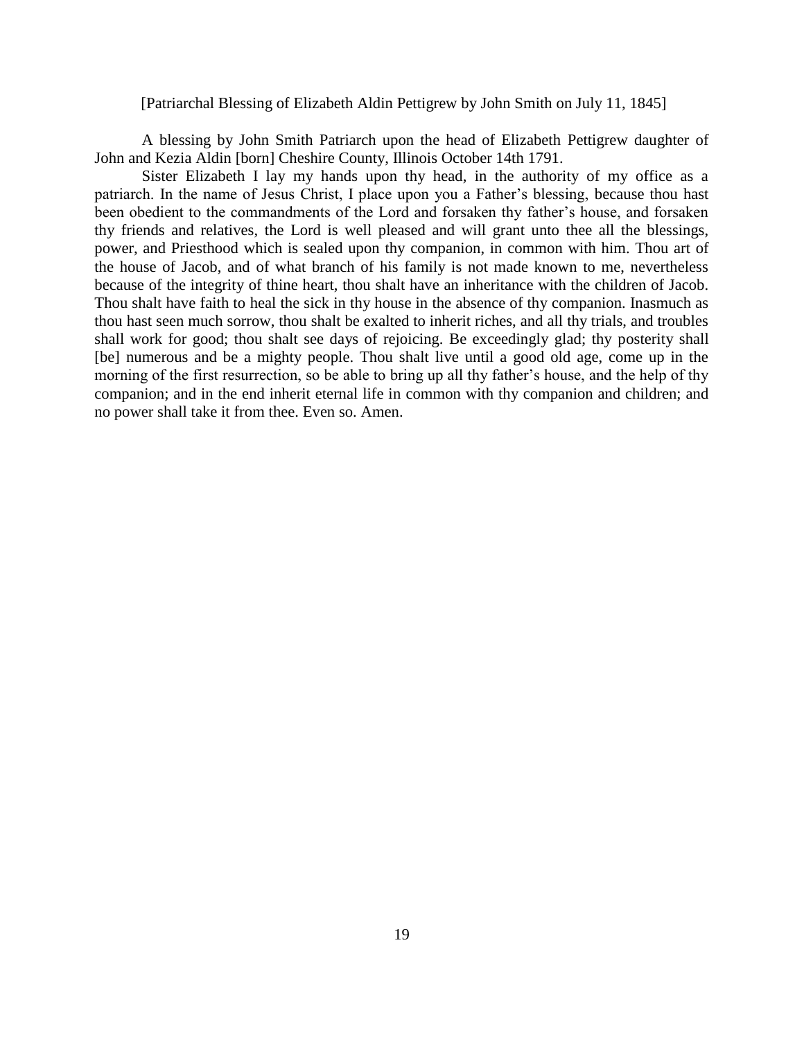[Patriarchal Blessing of Elizabeth Aldin Pettigrew by John Smith on July 11, 1845]

A blessing by John Smith Patriarch upon the head of Elizabeth Pettigrew daughter of John and Kezia Aldin [born] Cheshire County, Illinois October 14th 1791.

Sister Elizabeth I lay my hands upon thy head, in the authority of my office as a patriarch. In the name of Jesus Christ, I place upon you a Father's blessing, because thou hast been obedient to the commandments of the Lord and forsaken thy father's house, and forsaken thy friends and relatives, the Lord is well pleased and will grant unto thee all the blessings, power, and Priesthood which is sealed upon thy companion, in common with him. Thou art of the house of Jacob, and of what branch of his family is not made known to me, nevertheless because of the integrity of thine heart, thou shalt have an inheritance with the children of Jacob. Thou shalt have faith to heal the sick in thy house in the absence of thy companion. Inasmuch as thou hast seen much sorrow, thou shalt be exalted to inherit riches, and all thy trials, and troubles shall work for good; thou shalt see days of rejoicing. Be exceedingly glad; thy posterity shall [be] numerous and be a mighty people. Thou shalt live until a good old age, come up in the morning of the first resurrection, so be able to bring up all thy father's house, and the help of thy companion; and in the end inherit eternal life in common with thy companion and children; and no power shall take it from thee. Even so. Amen.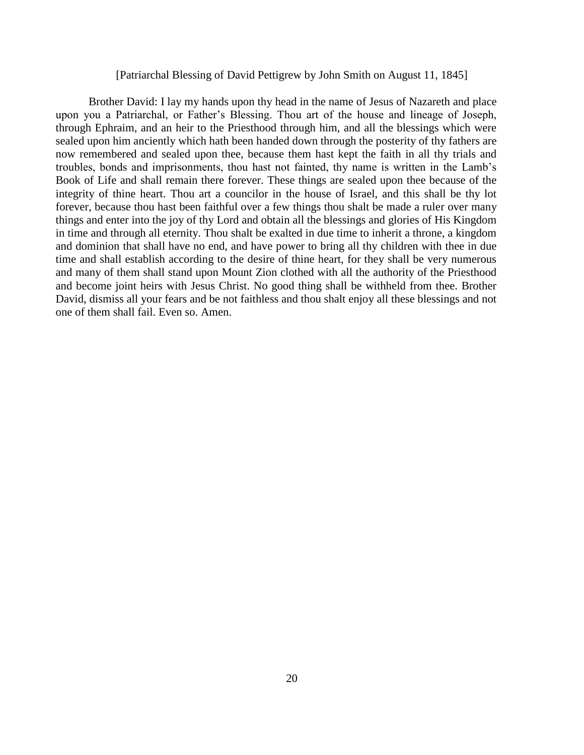[Patriarchal Blessing of David Pettigrew by John Smith on August 11, 1845]

Brother David: I lay my hands upon thy head in the name of Jesus of Nazareth and place upon you a Patriarchal, or Father's Blessing. Thou art of the house and lineage of Joseph, through Ephraim, and an heir to the Priesthood through him, and all the blessings which were sealed upon him anciently which hath been handed down through the posterity of thy fathers are now remembered and sealed upon thee, because them hast kept the faith in all thy trials and troubles, bonds and imprisonments, thou hast not fainted, thy name is written in the Lamb's Book of Life and shall remain there forever. These things are sealed upon thee because of the integrity of thine heart. Thou art a councilor in the house of Israel, and this shall be thy lot forever, because thou hast been faithful over a few things thou shalt be made a ruler over many things and enter into the joy of thy Lord and obtain all the blessings and glories of His Kingdom in time and through all eternity. Thou shalt be exalted in due time to inherit a throne, a kingdom and dominion that shall have no end, and have power to bring all thy children with thee in due time and shall establish according to the desire of thine heart, for they shall be very numerous and many of them shall stand upon Mount Zion clothed with all the authority of the Priesthood and become joint heirs with Jesus Christ. No good thing shall be withheld from thee. Brother David, dismiss all your fears and be not faithless and thou shalt enjoy all these blessings and not one of them shall fail. Even so. Amen.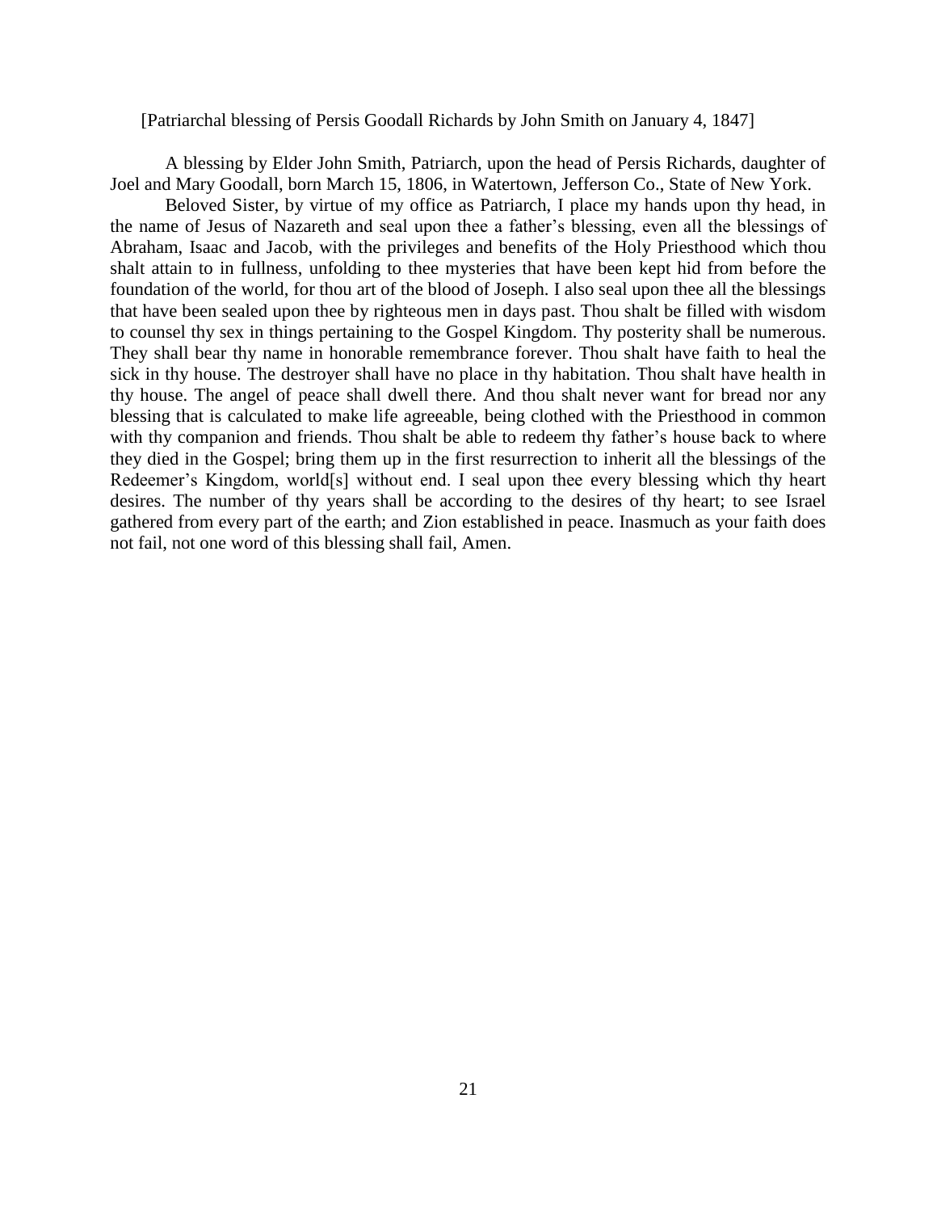[Patriarchal blessing of Persis Goodall Richards by John Smith on January 4, 1847]

A blessing by Elder John Smith, Patriarch, upon the head of Persis Richards, daughter of Joel and Mary Goodall, born March 15, 1806, in Watertown, Jefferson Co., State of New York.

Beloved Sister, by virtue of my office as Patriarch, I place my hands upon thy head, in the name of Jesus of Nazareth and seal upon thee a father's blessing, even all the blessings of Abraham, Isaac and Jacob, with the privileges and benefits of the Holy Priesthood which thou shalt attain to in fullness, unfolding to thee mysteries that have been kept hid from before the foundation of the world, for thou art of the blood of Joseph. I also seal upon thee all the blessings that have been sealed upon thee by righteous men in days past. Thou shalt be filled with wisdom to counsel thy sex in things pertaining to the Gospel Kingdom. Thy posterity shall be numerous. They shall bear thy name in honorable remembrance forever. Thou shalt have faith to heal the sick in thy house. The destroyer shall have no place in thy habitation. Thou shalt have health in thy house. The angel of peace shall dwell there. And thou shalt never want for bread nor any blessing that is calculated to make life agreeable, being clothed with the Priesthood in common with thy companion and friends. Thou shalt be able to redeem thy father's house back to where they died in the Gospel; bring them up in the first resurrection to inherit all the blessings of the Redeemer's Kingdom, world[s] without end. I seal upon thee every blessing which thy heart desires. The number of thy years shall be according to the desires of thy heart; to see Israel gathered from every part of the earth; and Zion established in peace. Inasmuch as your faith does not fail, not one word of this blessing shall fail, Amen.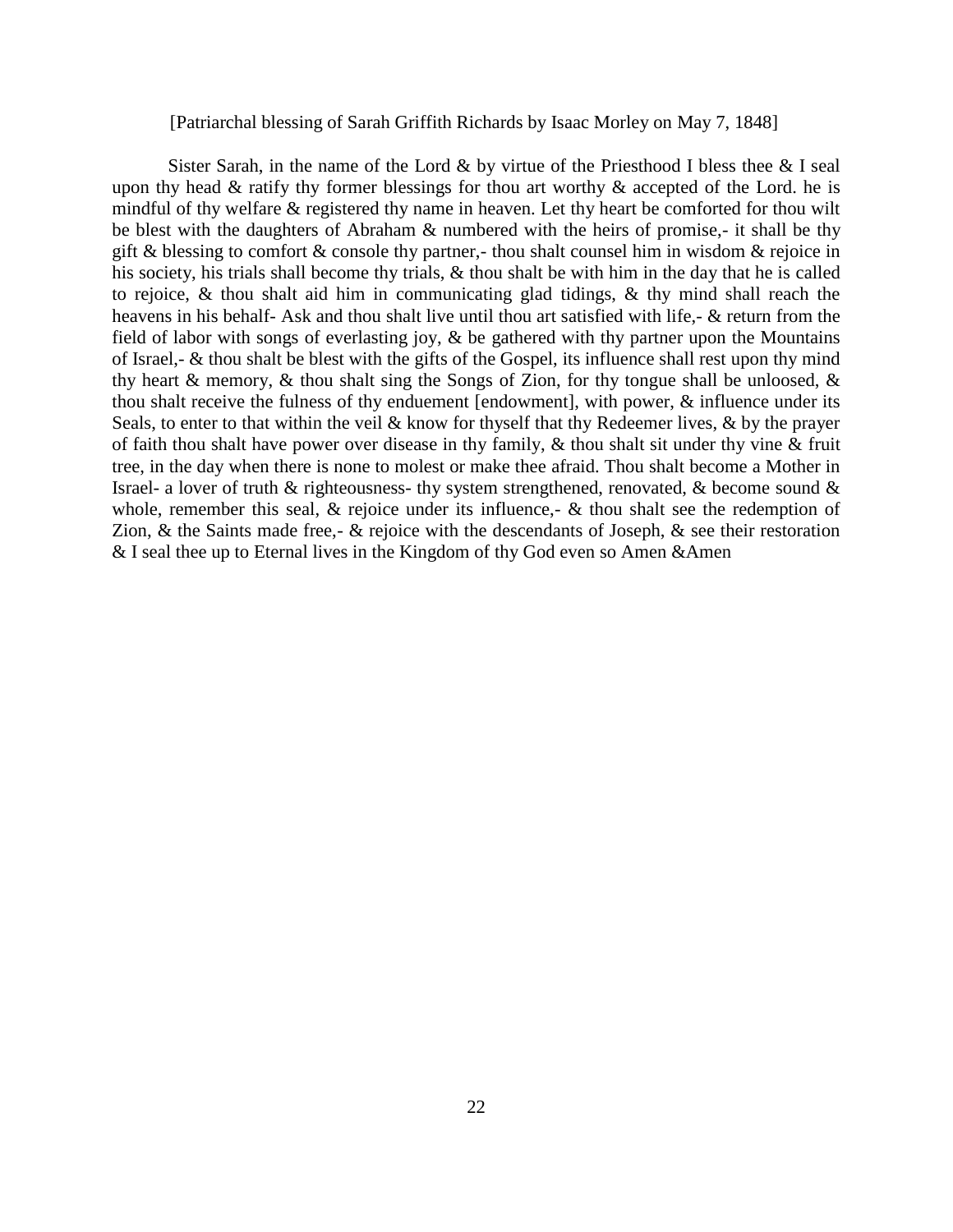[Patriarchal blessing of Sarah Griffith Richards by Isaac Morley on May 7, 1848]

Sister Sarah, in the name of the Lord & by virtue of the Priesthood I bless thee & I seal upon thy head & ratify thy former blessings for thou art worthy & accepted of the Lord. he is mindful of thy welfare & registered thy name in heaven. Let thy heart be comforted for thou wilt be blest with the daughters of Abraham & numbered with the heirs of promise,- it shall be thy gift & blessing to comfort & console thy partner,- thou shalt counsel him in wisdom & rejoice in his society, his trials shall become thy trials, & thou shalt be with him in the day that he is called to rejoice, & thou shalt aid him in communicating glad tidings, & thy mind shall reach the heavens in his behalf- Ask and thou shalt live until thou art satisfied with life,- & return from the field of labor with songs of everlasting joy, & be gathered with thy partner upon the Mountains of Israel,- & thou shalt be blest with the gifts of the Gospel, its influence shall rest upon thy mind thy heart & memory, & thou shalt sing the Songs of Zion, for thy tongue shall be unloosed, & thou shalt receive the fulness of thy enduement [endowment], with power, & influence under its Seals, to enter to that within the veil & know for thyself that thy Redeemer lives, & by the prayer of faith thou shalt have power over disease in thy family, & thou shalt sit under thy vine & fruit tree, in the day when there is none to molest or make thee afraid. Thou shalt become a Mother in Israel- a lover of truth & righteousness- thy system strengthened, renovated, & become sound & whole, remember this seal, & rejoice under its influence,- & thou shalt see the redemption of Zion, & the Saints made free,- & rejoice with the descendants of Joseph, & see their restoration & I seal thee up to Eternal lives in the Kingdom of thy God even so Amen &Amen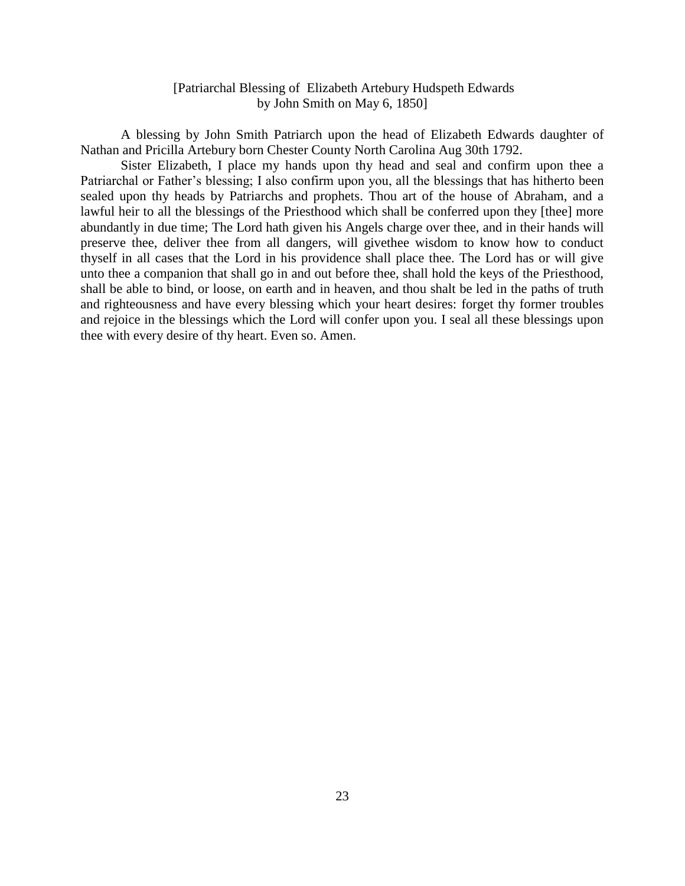[Patriarchal Blessing of Elizabeth Artebury Hudspeth Edwards
by John Smith on May 6, 1850]

A blessing by John Smith Patriarch upon the head of Elizabeth Edwards daughter of Nathan and Pricilla Artebury born Chester County North Carolina Aug 30th 1792.

Sister Elizabeth, I place my hands upon thy head and seal and confirm upon thee a Patriarchal or Father's blessing; I also confirm upon you, all the blessings that has hitherto been sealed upon thy heads by Patriarchs and prophets. Thou art of the house of Abraham, and a lawful heir to all the blessings of the Priesthood which shall be conferred upon they [thee] more abundantly in due time; The Lord hath given his Angels charge over thee, and in their hands will preserve thee, deliver thee from all dangers, will givethee wisdom to know how to conduct thyself in all cases that the Lord in his providence shall place thee. The Lord has or will give unto thee a companion that shall go in and out before thee, shall hold the keys of the Priesthood, shall be able to bind, or loose, on earth and in heaven, and thou shalt be led in the paths of truth and righteousness and have every blessing which your heart desires: forget thy former troubles and rejoice in the blessings which the Lord will confer upon you. I seal all these blessings upon thee with every desire of thy heart. Even so. Amen.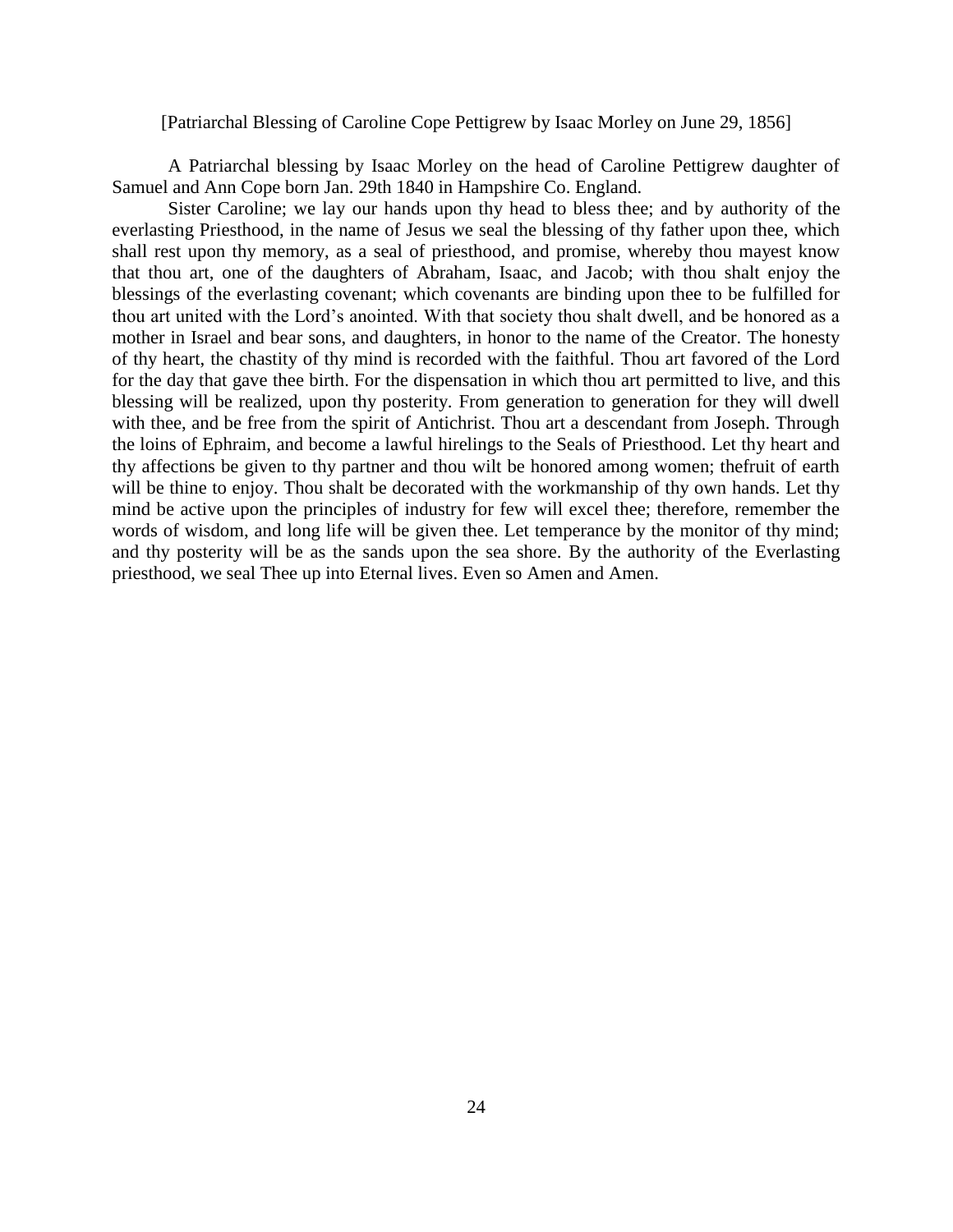[Patriarchal Blessing of Caroline Cope Pettigrew by Isaac Morley on June 29, 1856]

A Patriarchal blessing by Isaac Morley on the head of Caroline Pettigrew daughter of Samuel and Ann Cope born Jan. 29th 1840 in Hampshire Co. England.

Sister Caroline; we lay our hands upon thy head to bless thee; and by authority of the everlasting Priesthood, in the name of Jesus we seal the blessing of thy father upon thee, which shall rest upon thy memory, as a seal of priesthood, and promise, whereby thou mayest know that thou art, one of the daughters of Abraham, Isaac, and Jacob; with thou shalt enjoy the blessings of the everlasting covenant; which covenants are binding upon thee to be fulfilled for thou art united with the Lord's anointed. With that society thou shalt dwell, and be honored as a mother in Israel and bear sons, and daughters, in honor to the name of the Creator. The honesty of thy heart, the chastity of thy mind is recorded with the faithful. Thou art favored of the Lord for the day that gave thee birth. For the dispensation in which thou art permitted to live, and this blessing will be realized, upon thy posterity. From generation to generation for they will dwell with thee, and be free from the spirit of Antichrist. Thou art a descendant from Joseph. Through the loins of Ephraim, and become a lawful hirelings to the Seals of Priesthood. Let thy heart and thy affections be given to thy partner and thou wilt be honored among women; thefruit of earth will be thine to enjoy. Thou shalt be decorated with the workmanship of thy own hands. Let thy mind be active upon the principles of industry for few will excel thee; therefore, remember the words of wisdom, and long life will be given thee. Let temperance by the monitor of thy mind; and thy posterity will be as the sands upon the sea shore. By the authority of the Everlasting priesthood, we seal Thee up into Eternal lives. Even so Amen and Amen.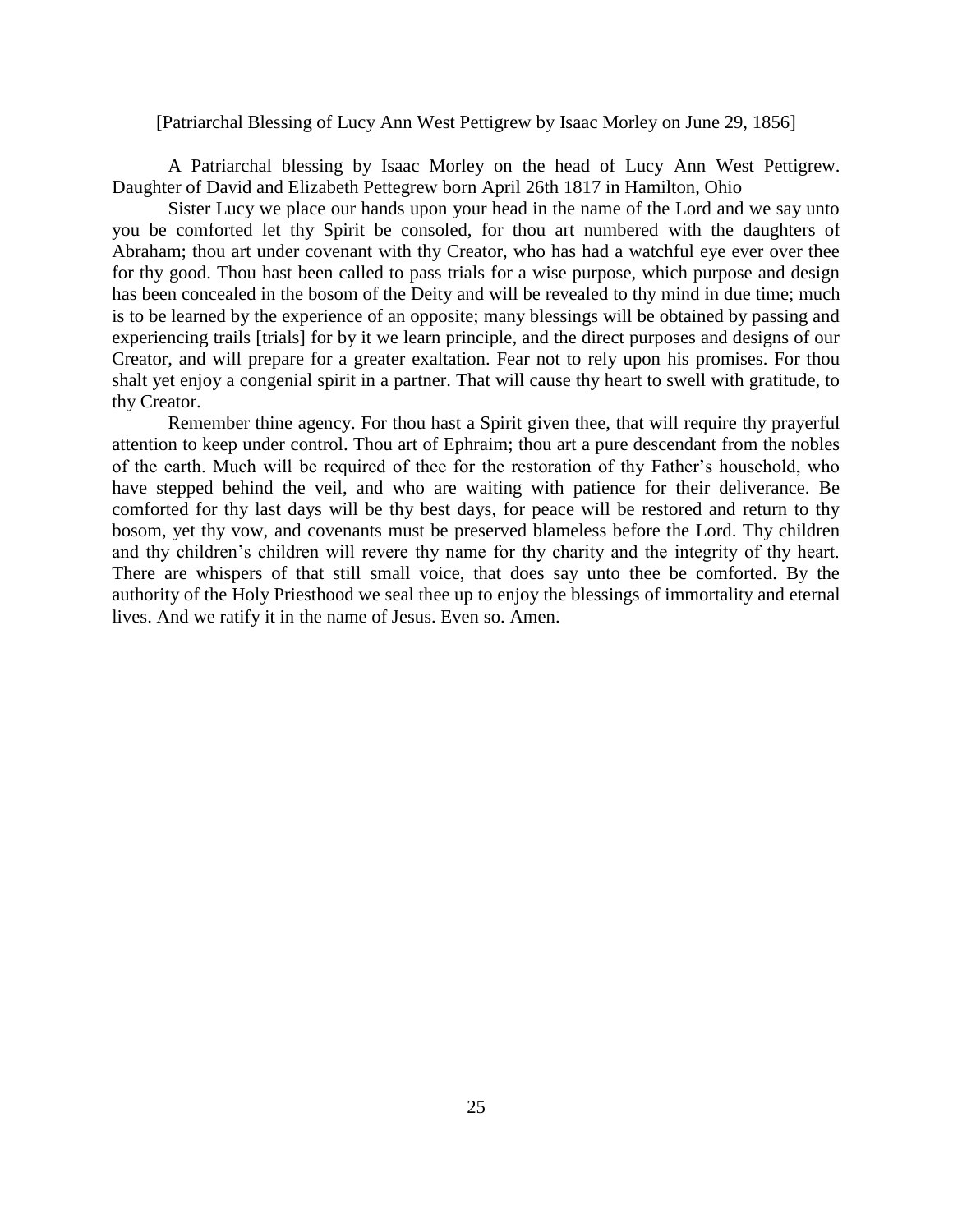[Patriarchal Blessing of Lucy Ann West Pettigrew by Isaac Morley on June 29, 1856]

A Patriarchal blessing by Isaac Morley on the head of Lucy Ann West Pettigrew. Daughter of David and Elizabeth Pettegrew born April 26th 1817 in Hamilton, Ohio

Sister Lucy we place our hands upon your head in the name of the Lord and we say unto you be comforted let thy Spirit be consoled, for thou art numbered with the daughters of Abraham; thou art under covenant with thy Creator, who has had a watchful eye ever over thee for thy good. Thou hast been called to pass trials for a wise purpose, which purpose and design has been concealed in the bosom of the Deity and will be revealed to thy mind in due time; much is to be learned by the experience of an opposite; many blessings will be obtained by passing and experiencing trails [trials] for by it we learn principle, and the direct purposes and designs of our Creator, and will prepare for a greater exaltation. Fear not to rely upon his promises. For thou shalt yet enjoy a congenial spirit in a partner. That will cause thy heart to swell with gratitude, to thy Creator.

Remember thine agency. For thou hast a Spirit given thee, that will require thy prayerful attention to keep under control. Thou art of Ephraim; thou art a pure descendant from the nobles of the earth. Much will be required of thee for the restoration of thy Father's household, who have stepped behind the veil, and who are waiting with patience for their deliverance. Be comforted for thy last days will be thy best days, for peace will be restored and return to thy bosom, yet thy vow, and covenants must be preserved blameless before the Lord. Thy children and thy children's children will revere thy name for thy charity and the integrity of thy heart. There are whispers of that still small voice, that does say unto thee be comforted. By the authority of the Holy Priesthood we seal thee up to enjoy the blessings of immortality and eternal lives. And we ratify it in the name of Jesus. Even so. Amen.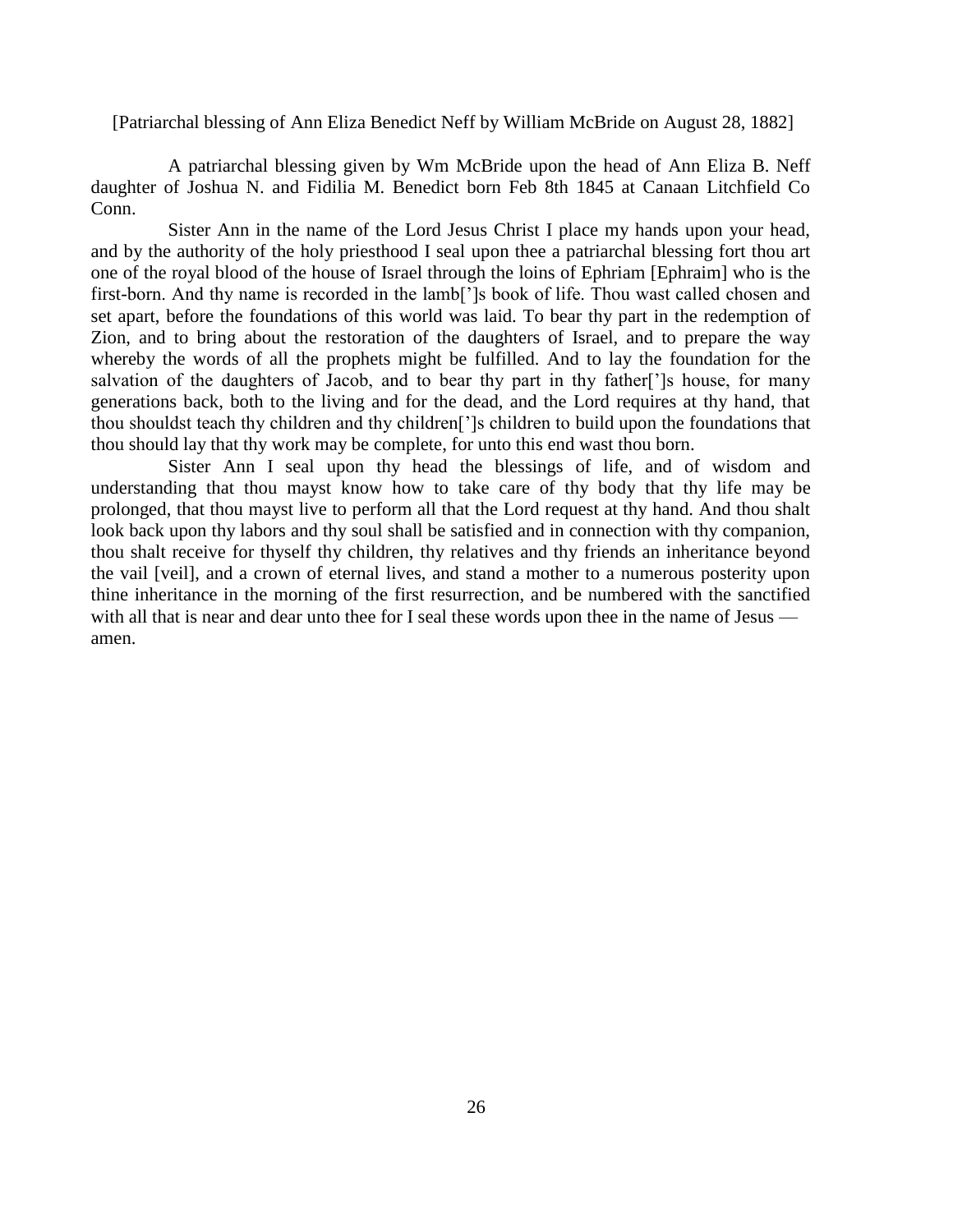[Patriarchal blessing of Ann Eliza Benedict Neff by William McBride on August 28, 1882]

A patriarchal blessing given by Wm McBride upon the head of Ann Eliza B. Neff daughter of Joshua N. and Fidilia M. Benedict born Feb 8th 1845 at Canaan Litchfield Co Conn.

Sister Ann in the name of the Lord Jesus Christ I place my hands upon your head, and by the authority of the holy priesthood I seal upon thee a patriarchal blessing fort thou art one of the royal blood of the house of Israel through the loins of Ephriam [Ephraim] who is the first-born. And thy name is recorded in the lamb[']s book of life. Thou wast called chosen and set apart, before the foundations of this world was laid. To bear thy part in the redemption of Zion, and to bring about the restoration of the daughters of Israel, and to prepare the way whereby the words of all the prophets might be fulfilled. And to lay the foundation for the salvation of the daughters of Jacob, and to bear thy part in thy father[']s house, for many generations back, both to the living and for the dead, and the Lord requires at thy hand, that thou shouldst teach thy children and thy children[']s children to build upon the foundations that thou should lay that thy work may be complete, for unto this end wast thou born.

Sister Ann I seal upon thy head the blessings of life, and of wisdom and understanding that thou mayst know how to take care of thy body that thy life may be prolonged, that thou mayst live to perform all that the Lord request at thy hand. And thou shalt look back upon thy labors and thy soul shall be satisfied and in connection with thy companion, thou shalt receive for thyself thy children, thy relatives and thy friends an inheritance beyond the vail [veil], and a crown of eternal lives, and stand a mother to a numerous posterity upon thine inheritance in the morning of the first resurrection, and be numbered with the sanctified with all that is near and dear unto thee for I seal these words upon thee in the name of Jesus — amen.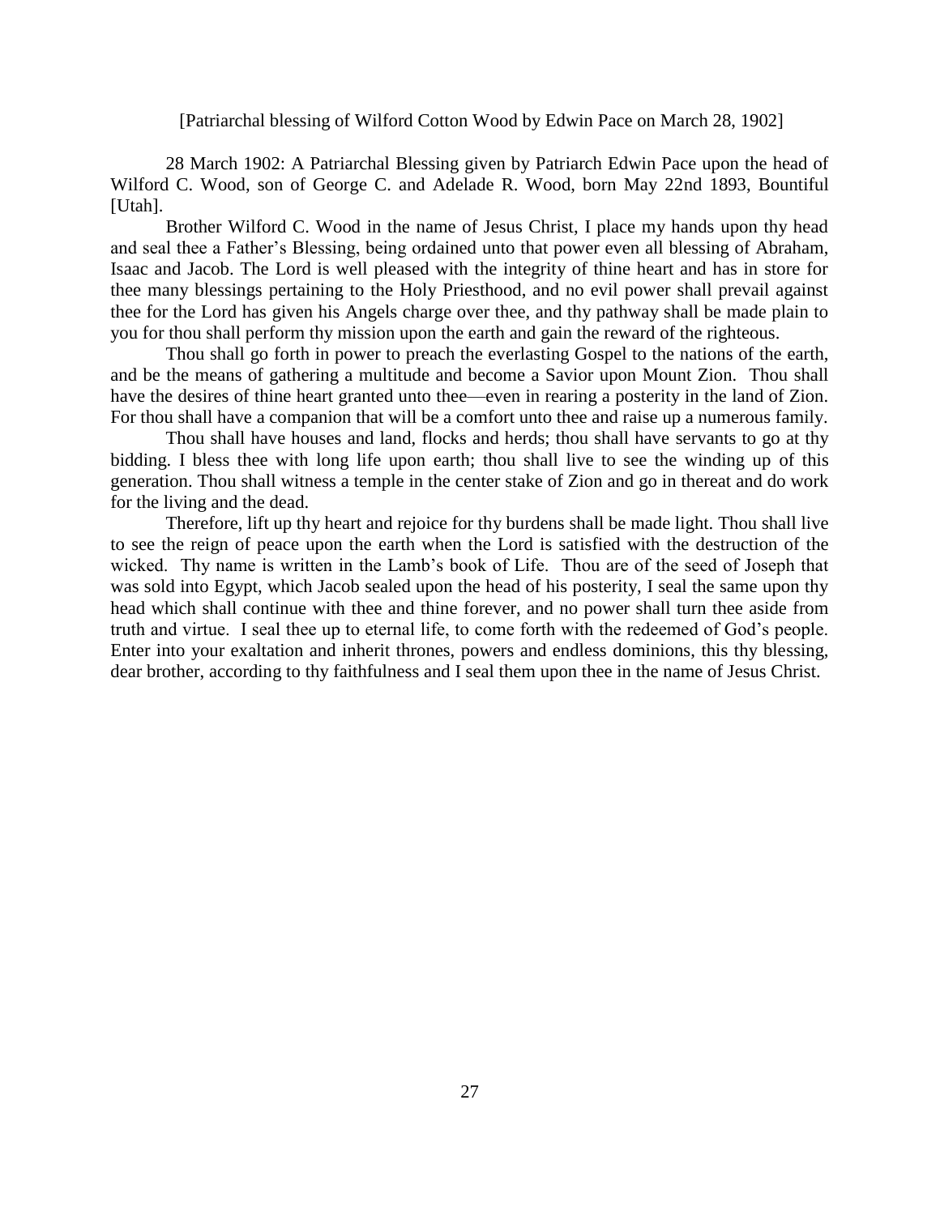[Patriarchal blessing of Wilford Cotton Wood by Edwin Pace on March 28, 1902]

28 March 1902: A Patriarchal Blessing given by Patriarch Edwin Pace upon the head of Wilford C. Wood, son of George C. and Adelade R. Wood, born May 22nd 1893, Bountiful [Utah].

Brother Wilford C. Wood in the name of Jesus Christ, I place my hands upon thy head and seal thee a Father's Blessing, being ordained unto that power even all blessing of Abraham, Isaac and Jacob. The Lord is well pleased with the integrity of thine heart and has in store for thee many blessings pertaining to the Holy Priesthood, and no evil power shall prevail against thee for the Lord has given his Angels charge over thee, and thy pathway shall be made plain to you for thou shall perform thy mission upon the earth and gain the reward of the righteous.

Thou shall go forth in power to preach the everlasting Gospel to the nations of the earth, and be the means of gathering a multitude and become a Savior upon Mount Zion. Thou shall have the desires of thine heart granted unto thee—even in rearing a posterity in the land of Zion. For thou shall have a companion that will be a comfort unto thee and raise up a numerous family.

Thou shall have houses and land, flocks and herds; thou shall have servants to go at thy bidding. I bless thee with long life upon earth; thou shall live to see the winding up of this generation. Thou shall witness a temple in the center stake of Zion and go in thereat and do work for the living and the dead.

Therefore, lift up thy heart and rejoice for thy burdens shall be made light. Thou shall live to see the reign of peace upon the earth when the Lord is satisfied with the destruction of the wicked. Thy name is written in the Lamb's book of Life. Thou are of the seed of Joseph that was sold into Egypt, which Jacob sealed upon the head of his posterity, I seal the same upon thy head which shall continue with thee and thine forever, and no power shall turn thee aside from truth and virtue. I seal thee up to eternal life, to come forth with the redeemed of God's people. Enter into your exaltation and inherit thrones, powers and endless dominions, this thy blessing, dear brother, according to thy faithfulness and I seal them upon thee in the name of Jesus Christ.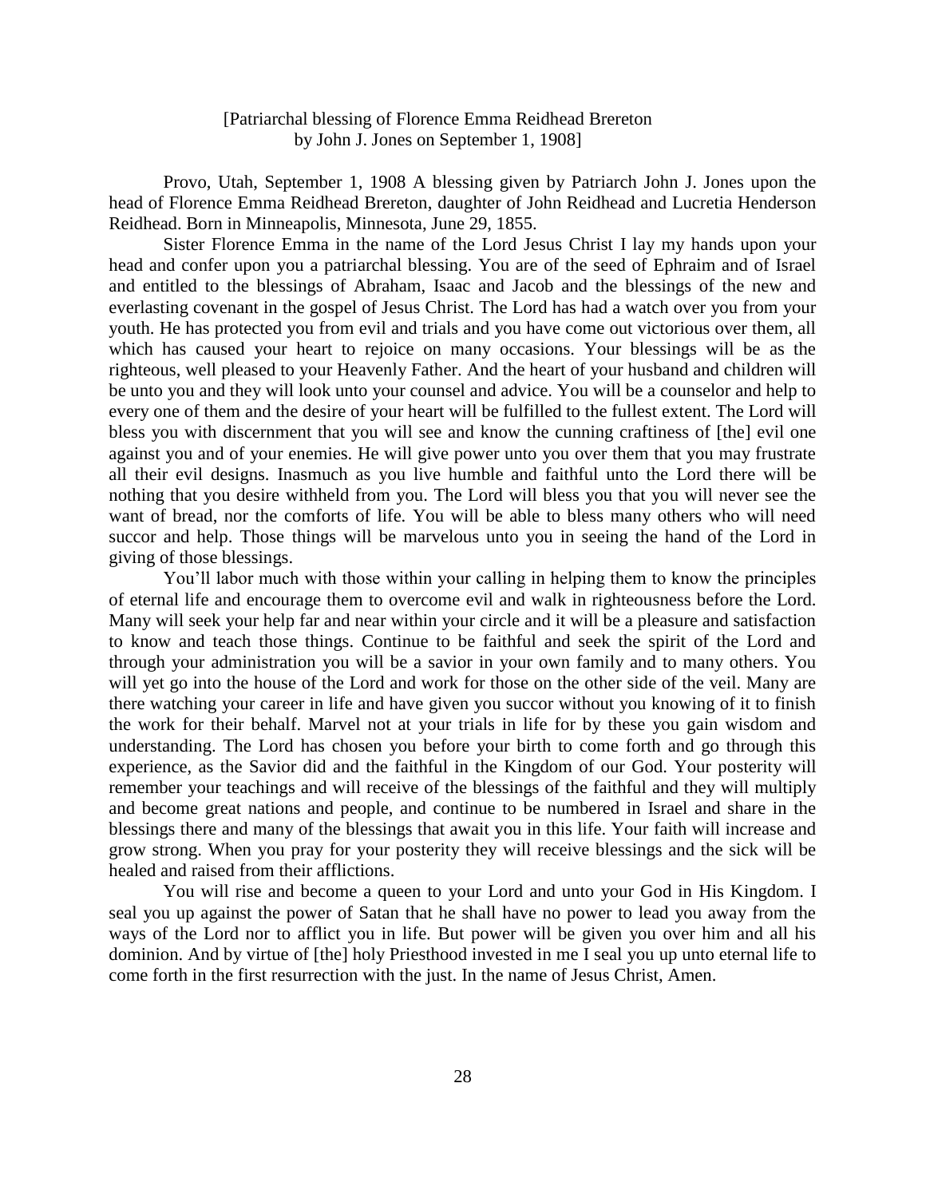[Patriarchal blessing of Florence Emma Reidhead Brereton
by John J. Jones on September 1, 1908]

Provo, Utah, September 1, 1908 A blessing given by Patriarch John J. Jones upon the head of Florence Emma Reidhead Brereton, daughter of John Reidhead and Lucretia Henderson Reidhead. Born in Minneapolis, Minnesota, June 29, 1855.

Sister Florence Emma in the name of the Lord Jesus Christ I lay my hands upon your head and confer upon you a patriarchal blessing. You are of the seed of Ephraim and of Israel and entitled to the blessings of Abraham, Isaac and Jacob and the blessings of the new and everlasting covenant in the gospel of Jesus Christ. The Lord has had a watch over you from your youth. He has protected you from evil and trials and you have come out victorious over them, all which has caused your heart to rejoice on many occasions. Your blessings will be as the righteous, well pleased to your Heavenly Father. And the heart of your husband and children will be unto you and they will look unto your counsel and advice. You will be a counselor and help to every one of them and the desire of your heart will be fulfilled to the fullest extent. The Lord will bless you with discernment that you will see and know the cunning craftiness of [the] evil one against you and of your enemies. He will give power unto you over them that you may frustrate all their evil designs. Inasmuch as you live humble and faithful unto the Lord there will be nothing that you desire withheld from you. The Lord will bless you that you will never see the want of bread, nor the comforts of life. You will be able to bless many others who will need succor and help. Those things will be marvelous unto you in seeing the hand of the Lord in giving of those blessings.

You'll labor much with those within your calling in helping them to know the principles of eternal life and encourage them to overcome evil and walk in righteousness before the Lord. Many will seek your help far and near within your circle and it will be a pleasure and satisfaction to know and teach those things. Continue to be faithful and seek the spirit of the Lord and through your administration you will be a savior in your own family and to many others. You will yet go into the house of the Lord and work for those on the other side of the veil. Many are there watching your career in life and have given you succor without you knowing of it to finish the work for their behalf. Marvel not at your trials in life for by these you gain wisdom and understanding. The Lord has chosen you before your birth to come forth and go through this experience, as the Savior did and the faithful in the Kingdom of our God. Your posterity will remember your teachings and will receive of the blessings of the faithful and they will multiply and become great nations and people, and continue to be numbered in Israel and share in the blessings there and many of the blessings that await you in this life. Your faith will increase and grow strong. When you pray for your posterity they will receive blessings and the sick will be healed and raised from their afflictions.

You will rise and become a queen to your Lord and unto your God in His Kingdom. I seal you up against the power of Satan that he shall have no power to lead you away from the ways of the Lord nor to afflict you in life. But power will be given you over him and all his dominion. And by virtue of [the] holy Priesthood invested in me I seal you up unto eternal life to come forth in the first resurrection with the just. In the name of Jesus Christ, Amen.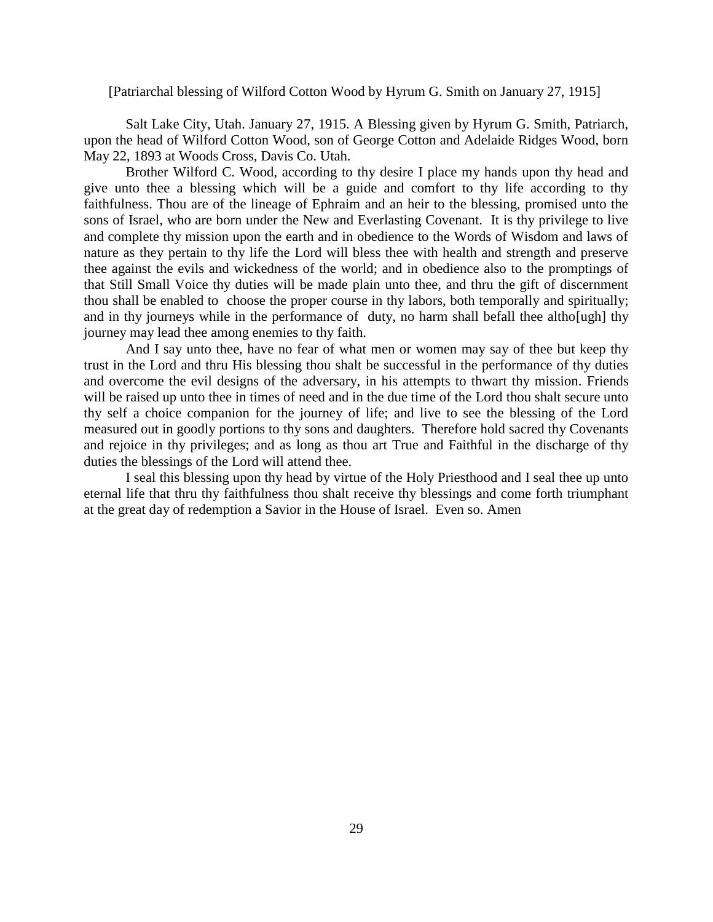[Patriarchal blessing of Wilford Cotton Wood by Hyrum G. Smith on January 27, 1915]

Salt Lake City, Utah. January 27, 1915. A Blessing given by Hyrum G. Smith, Patriarch, upon the head of Wilford Cotton Wood, son of George Cotton and Adelaide Ridges Wood, born May 22, 1893 at Woods Cross, Davis Co. Utah.

Brother Wilford C. Wood, according to thy desire I place my hands upon thy head and give unto thee a blessing which will be a guide and comfort to thy life according to thy faithfulness. Thou are of the lineage of Ephraim and an heir to the blessing, promised unto the sons of Israel, who are born under the New and Everlasting Covenant. It is thy privilege to live and complete thy mission upon the earth and in obedience to the Words of Wisdom and laws of nature as they pertain to thy life the Lord will bless thee with health and strength and preserve thee against the evils and wickedness of the world; and in obedience also to the promptings of that Still Small Voice thy duties will be made plain unto thee, and thru the gift of discernment thou shall be enabled to choose the proper course in thy labors, both temporally and spiritually; and in thy journeys while in the performance of duty, no harm shall befall thee altho[ugh] thy journey may lead thee among enemies to thy faith.

And I say unto thee, have no fear of what men or women may say of thee but keep thy trust in the Lord and thru His blessing thou shalt be successful in the performance of thy duties and overcome the evil designs of the adversary, in his attempts to thwart thy mission. Friends will be raised up unto thee in times of need and in the due time of the Lord thou shalt secure unto thy self a choice companion for the journey of life; and live to see the blessing of the Lord measured out in goodly portions to thy sons and daughters. Therefore hold sacred thy Covenants and rejoice in thy privileges; and as long as thou art True and Faithful in the discharge of thy duties the blessings of the Lord will attend thee.

I seal this blessing upon thy head by virtue of the Holy Priesthood and I seal thee up unto eternal life that thru thy faithfulness thou shalt receive thy blessings and come forth triumphant at the great day of redemption a Savior in the House of Israel. Even so. Amen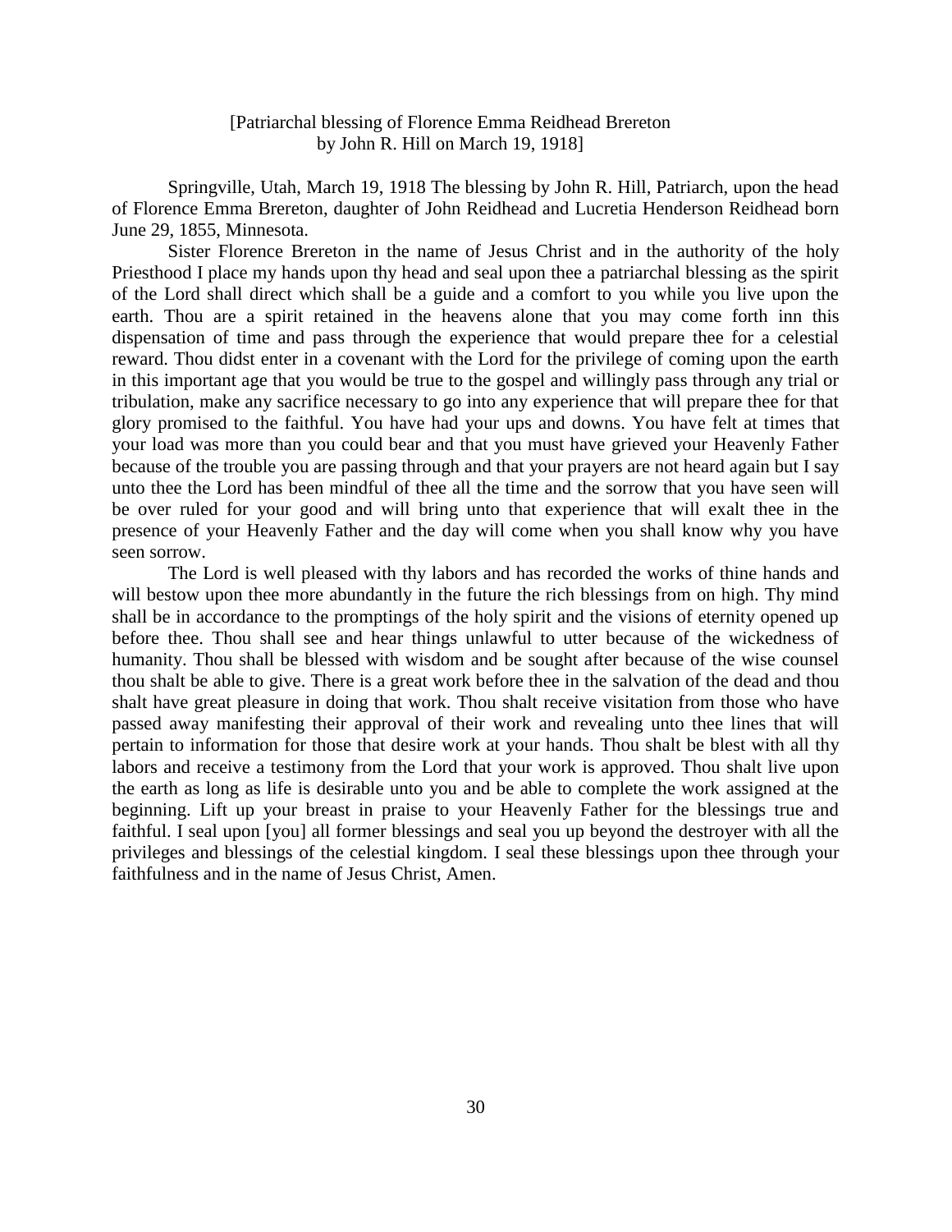[Patriarchal blessing of Florence Emma Reidhead Brereton
by John R. Hill on March 19, 1918]

Springville, Utah, March 19, 1918 The blessing by John R. Hill, Patriarch, upon the head of Florence Emma Brereton, daughter of John Reidhead and Lucretia Henderson Reidhead born June 29, 1855, Minnesota.

Sister Florence Brereton in the name of Jesus Christ and in the authority of the holy Priesthood I place my hands upon thy head and seal upon thee a patriarchal blessing as the spirit of the Lord shall direct which shall be a guide and a comfort to you while you live upon the earth. Thou are a spirit retained in the heavens alone that you may come forth inn this dispensation of time and pass through the experience that would prepare thee for a celestial reward. Thou didst enter in a covenant with the Lord for the privilege of coming upon the earth in this important age that you would be true to the gospel and willingly pass through any trial or tribulation, make any sacrifice necessary to go into any experience that will prepare thee for that glory promised to the faithful. You have had your ups and downs. You have felt at times that your load was more than you could bear and that you must have grieved your Heavenly Father because of the trouble you are passing through and that your prayers are not heard again but I say unto thee the Lord has been mindful of thee all the time and the sorrow that you have seen will be over ruled for your good and will bring unto that experience that will exalt thee in the presence of your Heavenly Father and the day will come when you shall know why you have seen sorrow.

The Lord is well pleased with thy labors and has recorded the works of thine hands and will bestow upon thee more abundantly in the future the rich blessings from on high. Thy mind shall be in accordance to the promptings of the holy spirit and the visions of eternity opened up before thee. Thou shall see and hear things unlawful to utter because of the wickedness of humanity. Thou shall be blessed with wisdom and be sought after because of the wise counsel thou shalt be able to give. There is a great work before thee in the salvation of the dead and thou shalt have great pleasure in doing that work. Thou shalt receive visitation from those who have passed away manifesting their approval of their work and revealing unto thee lines that will pertain to information for those that desire work at your hands. Thou shalt be blest with all thy labors and receive a testimony from the Lord that your work is approved. Thou shalt live upon the earth as long as life is desirable unto you and be able to complete the work assigned at the beginning. Lift up your breast in praise to your Heavenly Father for the blessings true and faithful. I seal upon [you] all former blessings and seal you up beyond the destroyer with all the privileges and blessings of the celestial kingdom. I seal these blessings upon thee through your faithfulness and in the name of Jesus Christ, Amen.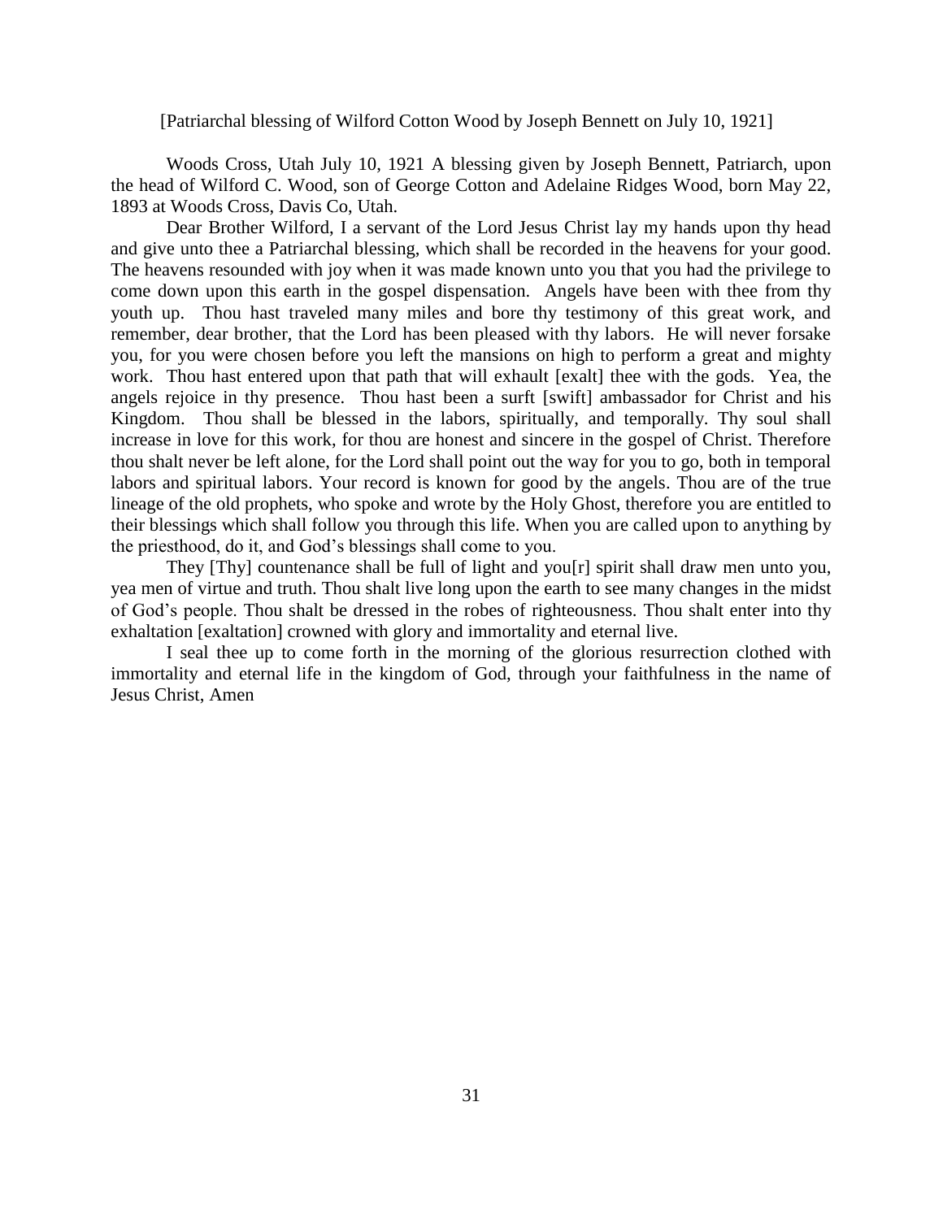[Patriarchal blessing of Wilford Cotton Wood by Joseph Bennett on July 10, 1921]

Woods Cross, Utah July 10, 1921 A blessing given by Joseph Bennett, Patriarch, upon the head of Wilford C. Wood, son of George Cotton and Adelaine Ridges Wood, born May 22, 1893 at Woods Cross, Davis Co, Utah.

Dear Brother Wilford, I a servant of the Lord Jesus Christ lay my hands upon thy head and give unto thee a Patriarchal blessing, which shall be recorded in the heavens for your good. The heavens resounded with joy when it was made known unto you that you had the privilege to come down upon this earth in the gospel dispensation. Angels have been with thee from thy youth up. Thou hast traveled many miles and bore thy testimony of this great work, and remember, dear brother, that the Lord has been pleased with thy labors. He will never forsake you, for you were chosen before you left the mansions on high to perform a great and mighty work. Thou hast entered upon that path that will exhault [exalt] thee with the gods. Yea, the angels rejoice in thy presence. Thou hast been a surft [swift] ambassador for Christ and his Kingdom. Thou shall be blessed in the labors, spiritually, and temporally. Thy soul shall increase in love for this work, for thou are honest and sincere in the gospel of Christ. Therefore thou shalt never be left alone, for the Lord shall point out the way for you to go, both in temporal labors and spiritual labors. Your record is known for good by the angels. Thou are of the true lineage of the old prophets, who spoke and wrote by the Holy Ghost, therefore you are entitled to their blessings which shall follow you through this life. When you are called upon to anything by the priesthood, do it, and God's blessings shall come to you.

They [Thy] countenance shall be full of light and you[r] spirit shall draw men unto you, yea men of virtue and truth. Thou shalt live long upon the earth to see many changes in the midst of God's people. Thou shalt be dressed in the robes of righteousness. Thou shalt enter into thy exhaltation [exaltation] crowned with glory and immortality and eternal live.

I seal thee up to come forth in the morning of the glorious resurrection clothed with immortality and eternal life in the kingdom of God, through your faithfulness in the name of Jesus Christ, Amen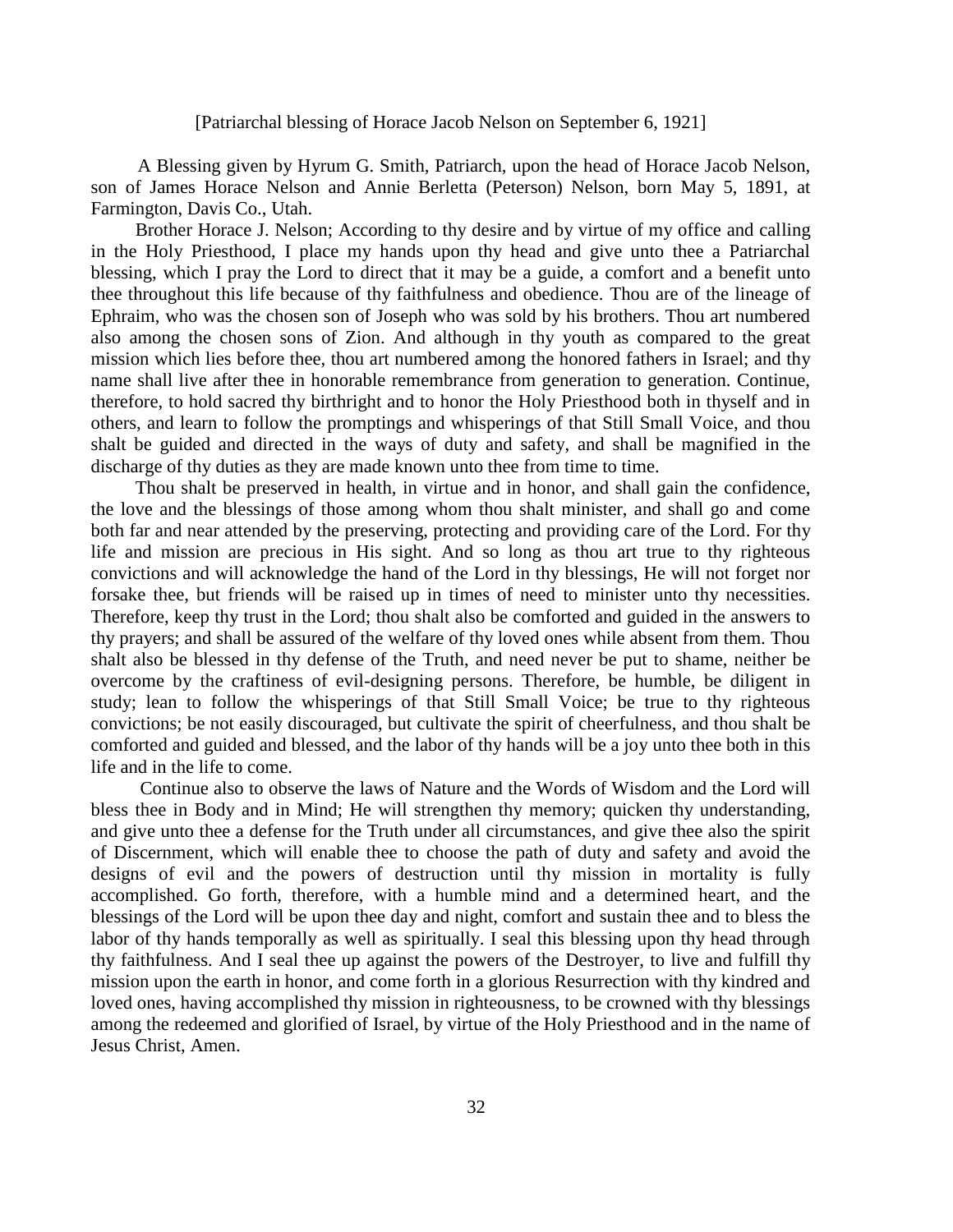[Patriarchal blessing of Horace Jacob Nelson on September 6, 1921]

A Blessing given by Hyrum G. Smith, Patriarch, upon the head of Horace Jacob Nelson, son of James Horace Nelson and Annie Berletta (Peterson) Nelson, born May 5, 1891, at Farmington, Davis Co., Utah.

Brother Horace J. Nelson; According to thy desire and by virtue of my office and calling in the Holy Priesthood, I place my hands upon thy head and give unto thee a Patriarchal blessing, which I pray the Lord to direct that it may be a guide, a comfort and a benefit unto thee throughout this life because of thy faithfulness and obedience. Thou are of the lineage of Ephraim, who was the chosen son of Joseph who was sold by his brothers. Thou art numbered also among the chosen sons of Zion. And although in thy youth as compared to the great mission which lies before thee, thou art numbered among the honored fathers in Israel; and thy name shall live after thee in honorable remembrance from generation to generation. Continue, therefore, to hold sacred thy birthright and to honor the Holy Priesthood both in thyself and in others, and learn to follow the promptings and whisperings of that Still Small Voice, and thou shalt be guided and directed in the ways of duty and safety, and shall be magnified in the discharge of thy duties as they are made known unto thee from time to time.

Thou shalt be preserved in health, in virtue and in honor, and shall gain the confidence, the love and the blessings of those among whom thou shalt minister, and shall go and come both far and near attended by the preserving, protecting and providing care of the Lord. For thy life and mission are precious in His sight. And so long as thou art true to thy righteous convictions and will acknowledge the hand of the Lord in thy blessings, He will not forget nor forsake thee, but friends will be raised up in times of need to minister unto thy necessities. Therefore, keep thy trust in the Lord; thou shalt also be comforted and guided in the answers to thy prayers; and shall be assured of the welfare of thy loved ones while absent from them. Thou shalt also be blessed in thy defense of the Truth, and need never be put to shame, neither be overcome by the craftiness of evil-designing persons. Therefore, be humble, be diligent in study; lean to follow the whisperings of that Still Small Voice; be true to thy righteous convictions; be not easily discouraged, but cultivate the spirit of cheerfulness, and thou shalt be comforted and guided and blessed, and the labor of thy hands will be a joy unto thee both in this life and in the life to come.

Continue also to observe the laws of Nature and the Words of Wisdom and the Lord will bless thee in Body and in Mind; He will strengthen thy memory; quicken thy understanding, and give unto thee a defense for the Truth under all circumstances, and give thee also the spirit of Discernment, which will enable thee to choose the path of duty and safety and avoid the designs of evil and the powers of destruction until thy mission in mortality is fully accomplished. Go forth, therefore, with a humble mind and a determined heart, and the blessings of the Lord will be upon thee day and night, comfort and sustain thee and to bless the labor of thy hands temporally as well as spiritually. I seal this blessing upon thy head through thy faithfulness. And I seal thee up against the powers of the Destroyer, to live and fulfill thy mission upon the earth in honor, and come forth in a glorious Resurrection with thy kindred and loved ones, having accomplished thy mission in righteousness, to be crowned with thy blessings among the redeemed and glorified of Israel, by virtue of the Holy Priesthood and in the name of Jesus Christ, Amen.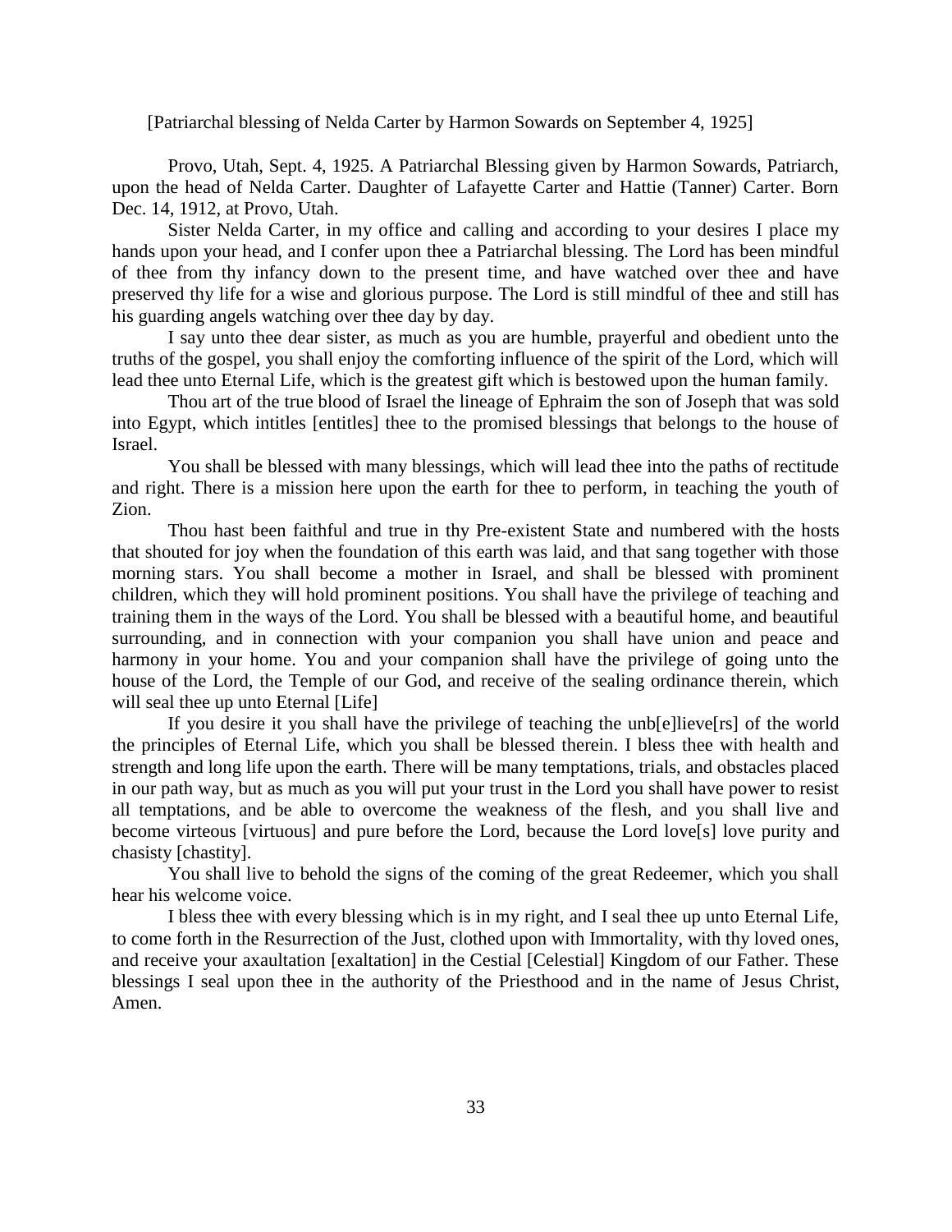[Patriarchal blessing of Nelda Carter by Harmon Sowards on September 4, 1925]

Provo, Utah, Sept. 4, 1925. A Patriarchal Blessing given by Harmon Sowards, Patriarch, upon the head of Nelda Carter. Daughter of Lafayette Carter and Hattie (Tanner) Carter. Born Dec. 14, 1912, at Provo, Utah.

Sister Nelda Carter, in my office and calling and according to your desires I place my hands upon your head, and I confer upon thee a Patriarchal blessing. The Lord has been mindful of thee from thy infancy down to the present time, and have watched over thee and have preserved thy life for a wise and glorious purpose. The Lord is still mindful of thee and still has his guarding angels watching over thee day by day.

I say unto thee dear sister, as much as you are humble, prayerful and obedient unto the truths of the gospel, you shall enjoy the comforting influence of the spirit of the Lord, which will lead thee unto Eternal Life, which is the greatest gift which is bestowed upon the human family.

Thou art of the true blood of Israel the lineage of Ephraim the son of Joseph that was sold into Egypt, which intitles [entitles] thee to the promised blessings that belongs to the house of Israel.

You shall be blessed with many blessings, which will lead thee into the paths of rectitude and right. There is a mission here upon the earth for thee to perform, in teaching the youth of Zion.

Thou hast been faithful and true in thy Pre-existent State and numbered with the hosts that shouted for joy when the foundation of this earth was laid, and that sang together with those morning stars. You shall become a mother in Israel, and shall be blessed with prominent children, which they will hold prominent positions. You shall have the privilege of teaching and training them in the ways of the Lord. You shall be blessed with a beautiful home, and beautiful surrounding, and in connection with your companion you shall have union and peace and harmony in your home. You and your companion shall have the privilege of going unto the house of the Lord, the Temple of our God, and receive of the sealing ordinance therein, which will seal thee up unto Eternal [Life]

If you desire it you shall have the privilege of teaching the unb[e]lieve[rs] of the world the principles of Eternal Life, which you shall be blessed therein. I bless thee with health and strength and long life upon the earth. There will be many temptations, trials, and obstacles placed in our path way, but as much as you will put your trust in the Lord you shall have power to resist all temptations, and be able to overcome the weakness of the flesh, and you shall live and become virteous [virtuous] and pure before the Lord, because the Lord love[s] love purity and chasisty [chastity].

You shall live to behold the signs of the coming of the great Redeemer, which you shall hear his welcome voice.

I bless thee with every blessing which is in my right, and I seal thee up unto Eternal Life, to come forth in the Resurrection of the Just, clothed upon with Immortality, with thy loved ones, and receive your axaultation [exaltation] in the Cestial [Celestial] Kingdom of our Father. These blessings I seal upon thee in the authority of the Priesthood and in the name of Jesus Christ, Amen.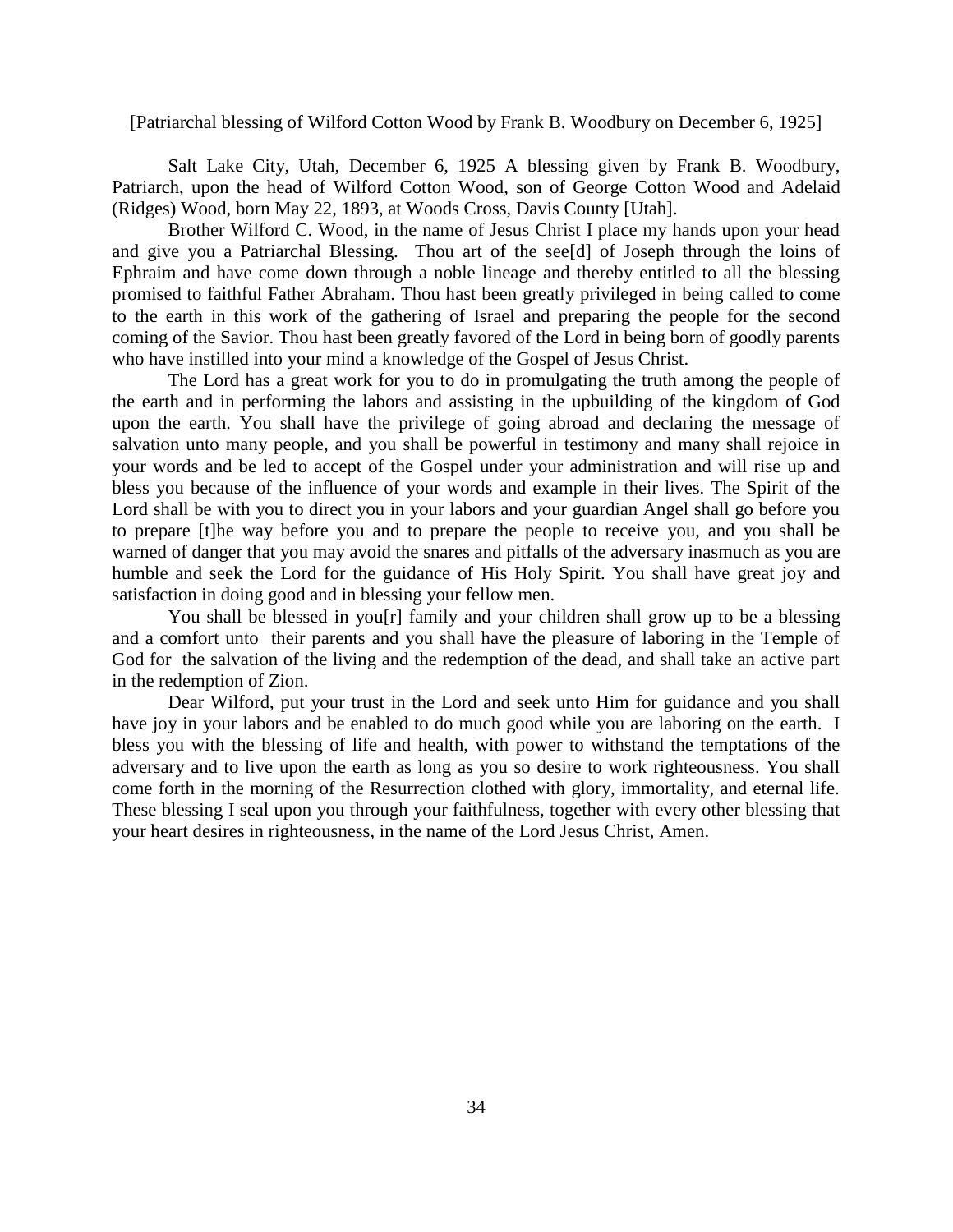[Patriarchal blessing of Wilford Cotton Wood by Frank B. Woodbury on December 6, 1925]

Salt Lake City, Utah, December 6, 1925 A blessing given by Frank B. Woodbury, Patriarch, upon the head of Wilford Cotton Wood, son of George Cotton Wood and Adelaid (Ridges) Wood, born May 22, 1893, at Woods Cross, Davis County [Utah].

Brother Wilford C. Wood, in the name of Jesus Christ I place my hands upon your head and give you a Patriarchal Blessing. Thou art of the see[d] of Joseph through the loins of Ephraim and have come down through a noble lineage and thereby entitled to all the blessing promised to faithful Father Abraham. Thou hast been greatly privileged in being called to come to the earth in this work of the gathering of Israel and preparing the people for the second coming of the Savior. Thou hast been greatly favored of the Lord in being born of goodly parents who have instilled into your mind a knowledge of the Gospel of Jesus Christ.

The Lord has a great work for you to do in promulgating the truth among the people of the earth and in performing the labors and assisting in the upbuilding of the kingdom of God upon the earth. You shall have the privilege of going abroad and declaring the message of salvation unto many people, and you shall be powerful in testimony and many shall rejoice in your words and be led to accept of the Gospel under your administration and will rise up and bless you because of the influence of your words and example in their lives. The Spirit of the Lord shall be with you to direct you in your labors and your guardian Angel shall go before you to prepare [t]he way before you and to prepare the people to receive you, and you shall be warned of danger that you may avoid the snares and pitfalls of the adversary inasmuch as you are humble and seek the Lord for the guidance of His Holy Spirit. You shall have great joy and satisfaction in doing good and in blessing your fellow men.

You shall be blessed in you[r] family and your children shall grow up to be a blessing and a comfort unto their parents and you shall have the pleasure of laboring in the Temple of God for the salvation of the living and the redemption of the dead, and shall take an active part in the redemption of Zion.

Dear Wilford, put your trust in the Lord and seek unto Him for guidance and you shall have joy in your labors and be enabled to do much good while you are laboring on the earth. I bless you with the blessing of life and health, with power to withstand the temptations of the adversary and to live upon the earth as long as you so desire to work righteousness. You shall come forth in the morning of the Resurrection clothed with glory, immortality, and eternal life. These blessing I seal upon you through your faithfulness, together with every other blessing that your heart desires in righteousness, in the name of the Lord Jesus Christ, Amen.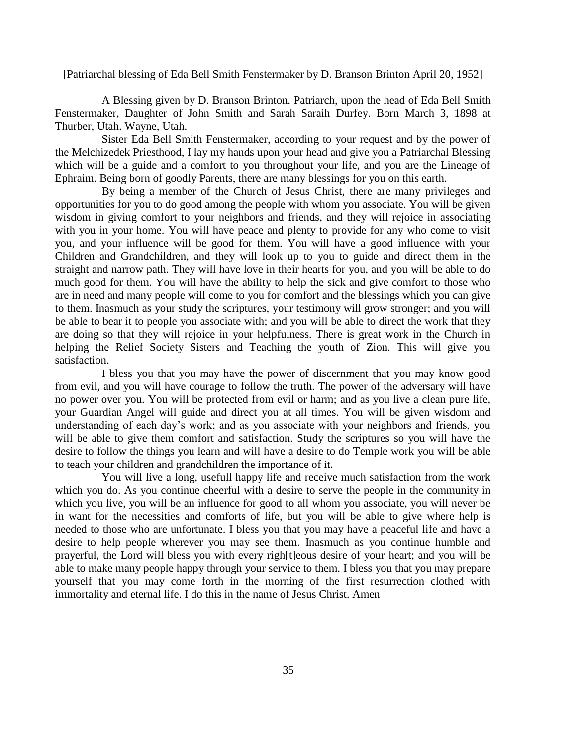[Patriarchal blessing of Eda Bell Smith Fenstermaker by D. Branson Brinton April 20, 1952]

A Blessing given by D. Branson Brinton. Patriarch, upon the head of Eda Bell Smith Fenstermaker, Daughter of John Smith and Sarah Saraih Durfey. Born March 3, 1898 at Thurber, Utah. Wayne, Utah.

Sister Eda Bell Smith Fenstermaker, according to your request and by the power of the Melchizedek Priesthood, I lay my hands upon your head and give you a Patriarchal Blessing which will be a guide and a comfort to you throughout your life, and you are the Lineage of Ephraim. Being born of goodly Parents, there are many blessings for you on this earth.

By being a member of the Church of Jesus Christ, there are many privileges and opportunities for you to do good among the people with whom you associate. You will be given wisdom in giving comfort to your neighbors and friends, and they will rejoice in associating with you in your home. You will have peace and plenty to provide for any who come to visit you, and your influence will be good for them. You will have a good influence with your Children and Grandchildren, and they will look up to you to guide and direct them in the straight and narrow path. They will have love in their hearts for you, and you will be able to do much good for them. You will have the ability to help the sick and give comfort to those who are in need and many people will come to you for comfort and the blessings which you can give to them. Inasmuch as your study the scriptures, your testimony will grow stronger; and you will be able to bear it to people you associate with; and you will be able to direct the work that they are doing so that they will rejoice in your helpfulness. There is great work in the Church in helping the Relief Society Sisters and Teaching the youth of Zion. This will give you satisfaction.

I bless you that you may have the power of discernment that you may know good from evil, and you will have courage to follow the truth. The power of the adversary will have no power over you. You will be protected from evil or harm; and as you live a clean pure life, your Guardian Angel will guide and direct you at all times. You will be given wisdom and understanding of each day's work; and as you associate with your neighbors and friends, you will be able to give them comfort and satisfaction. Study the scriptures so you will have the desire to follow the things you learn and will have a desire to do Temple work you will be able to teach your children and grandchildren the importance of it.

You will live a long, usefull happy life and receive much satisfaction from the work which you do. As you continue cheerful with a desire to serve the people in the community in which you live, you will be an influence for good to all whom you associate, you will never be in want for the necessities and comforts of life, but you will be able to give where help is needed to those who are unfortunate. I bless you that you may have a peaceful life and have a desire to help people wherever you may see them. Inasmuch as you continue humble and prayerful, the Lord will bless you with every righ[t]eous desire of your heart; and you will be able to make many people happy through your service to them. I bless you that you may prepare yourself that you may come forth in the morning of the first resurrection clothed with immortality and eternal life. I do this in the name of Jesus Christ. Amen